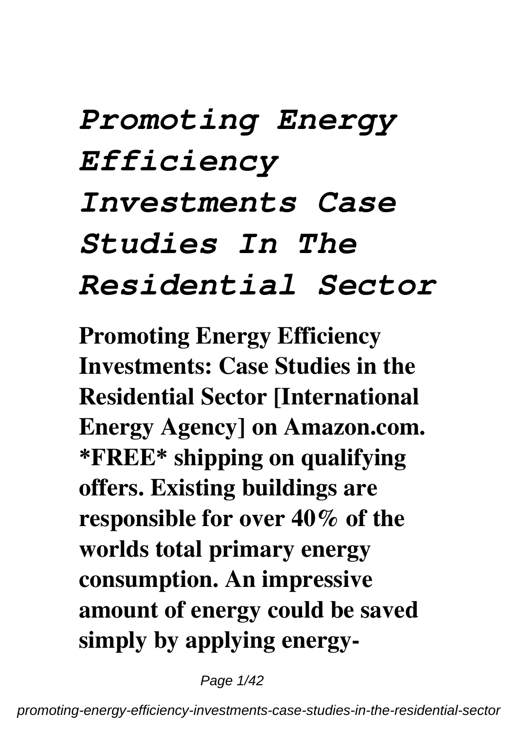# *Promoting Energy Efficiency Investments Case Studies In The Residential Sector*

**Promoting Energy Efficiency Investments: Case Studies in the Residential Sector [International Energy Agency] on Amazon.com. *FREE* shipping on qualifying offers. Existing buildings are responsible for over 40% of the worlds total primary energy consumption. An impressive amount of energy could be saved simply by applying energy-**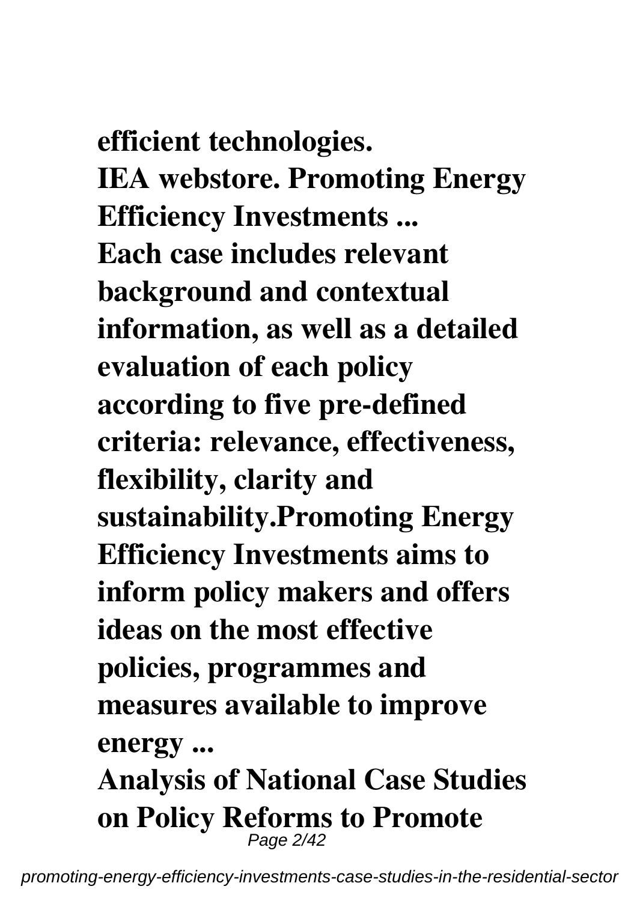**efficient technologies.**

**IEA webstore. Promoting Energy Efficiency Investments ...**

**Each case includes relevant background and contextual information, as well as a detailed evaluation of each policy according to five pre-defined criteria: relevance, effectiveness, flexibility, clarity and sustainability.Promoting Energy Efficiency Investments aims to inform policy makers and offers ideas on the most effective policies, programmes and measures available to improve energy ...**

**Analysis of National Case Studies on Policy Reforms to Promote**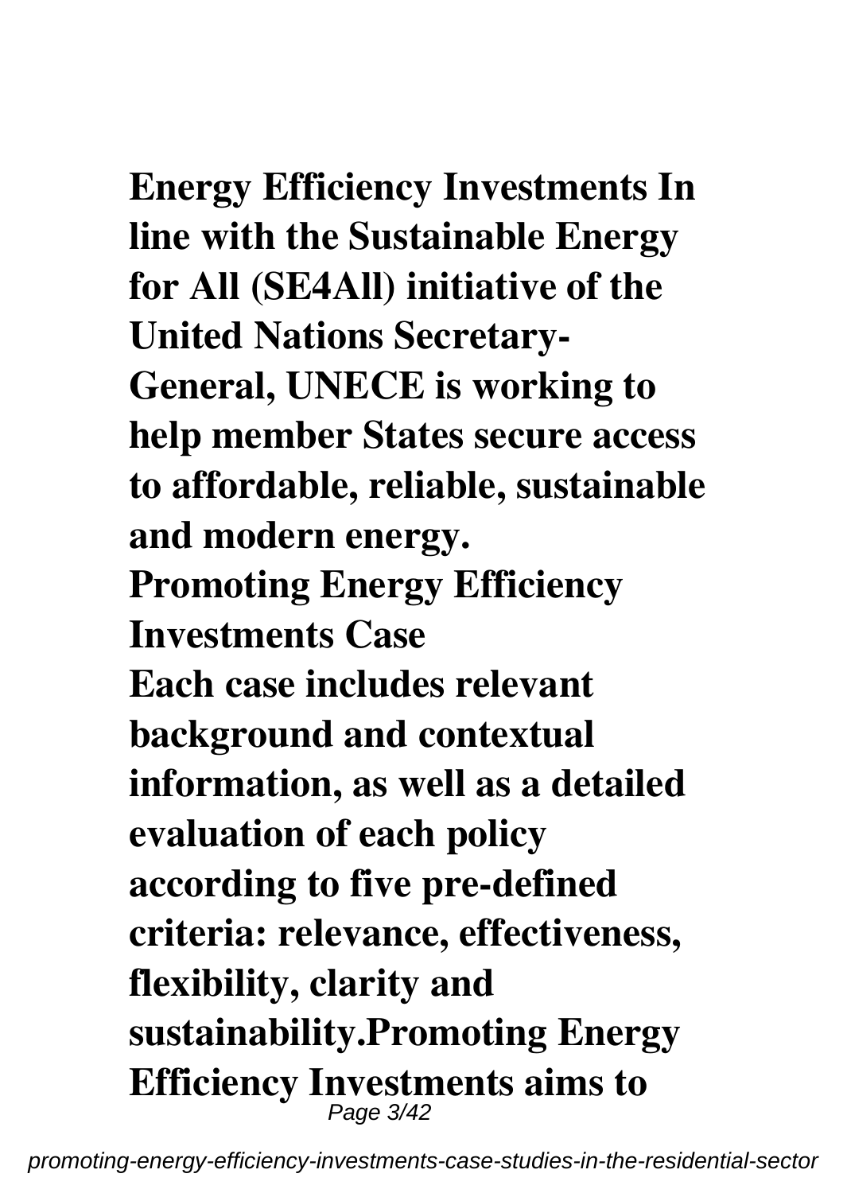**Energy Efficiency Investments In line with the Sustainable Energy for All (SE4All) initiative of the United Nations Secretary-General, UNECE is working to help member States secure access to affordable, reliable, sustainable and modern energy.**

**Promoting Energy Efficiency Investments Case**

**Each case includes relevant background and contextual information, as well as a detailed evaluation of each policy according to five pre-defined criteria: relevance, effectiveness, flexibility, clarity and sustainability.Promoting Energy Efficiency Investments aims to**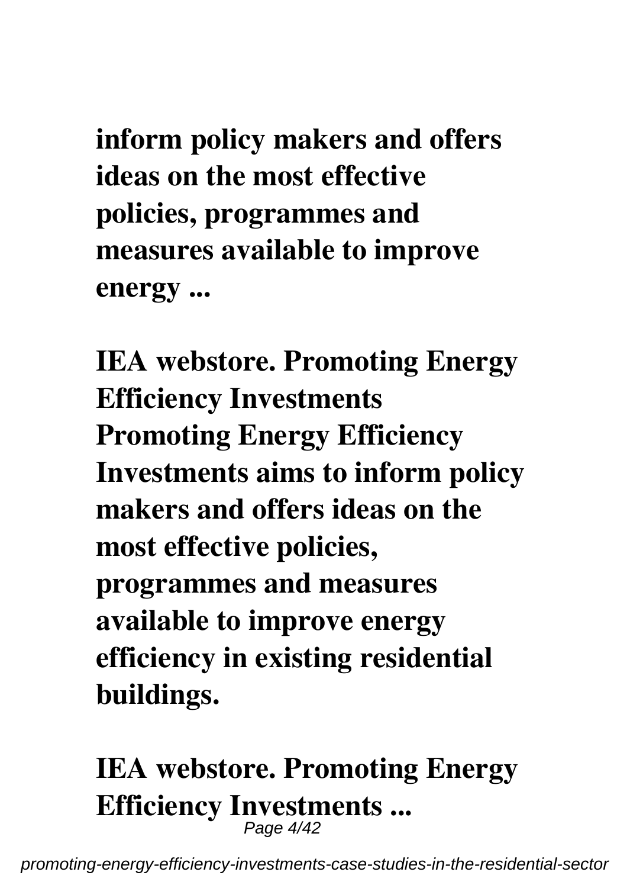**inform policy makers and offers ideas on the most effective policies, programmes and measures available to improve energy ...**

**IEA webstore. Promoting Energy Efficiency Investments**
**Promoting Energy Efficiency Investments aims to inform policy makers and offers ideas on the most effective policies, programmes and measures available to improve energy efficiency in existing residential buildings.**

**IEA webstore. Promoting Energy Efficiency Investments ...**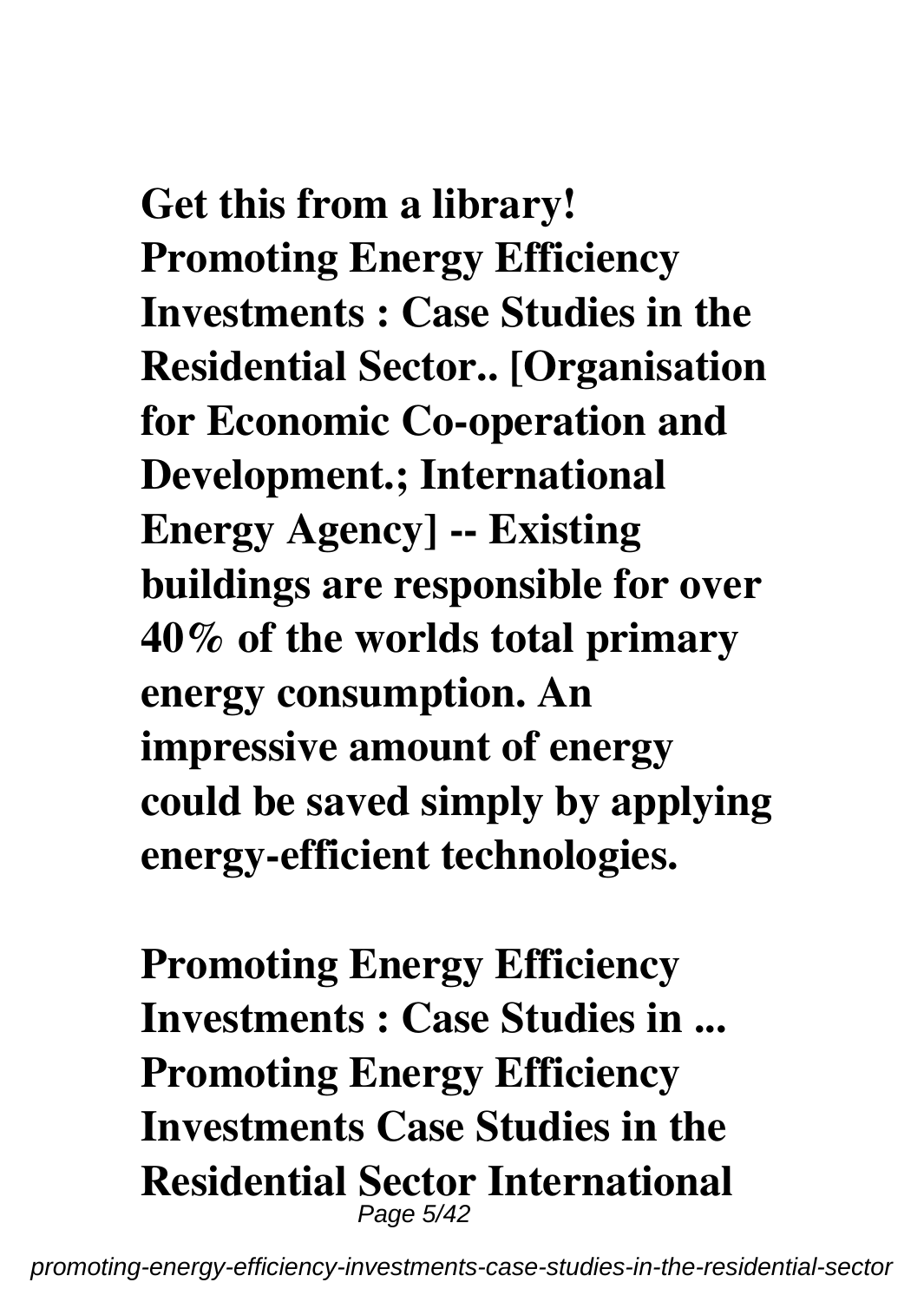**Get this from a library! Promoting Energy Efficiency Investments : Case Studies in the Residential Sector.. [Organisation for Economic Co-operation and Development.; International Energy Agency] -- Existing buildings are responsible for over 40% of the worlds total primary energy consumption. An impressive amount of energy could be saved simply by applying energy-efficient technologies.**

**Promoting Energy Efficiency Investments : Case Studies in ...**
**Promoting Energy Efficiency Investments Case Studies in the Residential Sector International**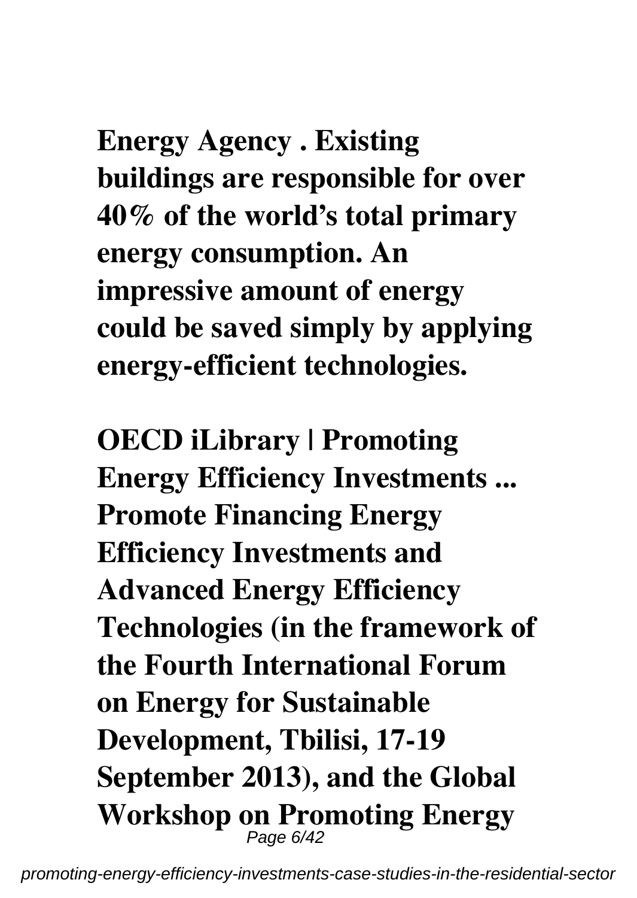**Energy Agency . Existing buildings are responsible for over 40% of the world's total primary energy consumption. An impressive amount of energy could be saved simply by applying energy-efficient technologies.**

**OECD iLibrary | Promoting Energy Efficiency Investments ...**
**Promote Financing Energy Efficiency Investments and Advanced Energy Efficiency Technologies (in the framework of the Fourth International Forum on Energy for Sustainable Development, Tbilisi, 17-19 September 2013), and the Global Workshop on Promoting Energy**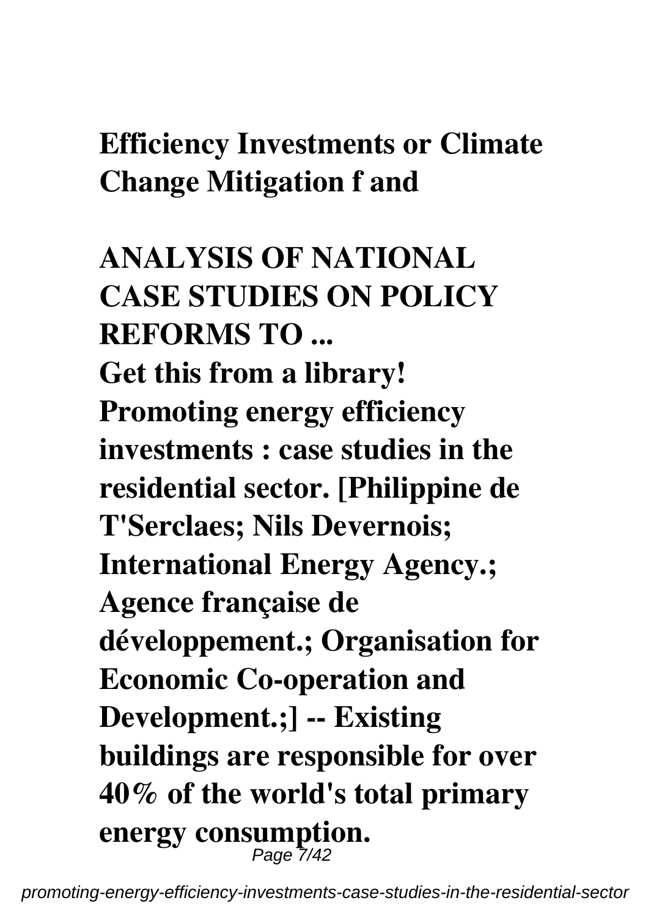**Efficiency Investments or Climate Change Mitigation f and**

**ANALYSIS OF NATIONAL CASE STUDIES ON POLICY REFORMS TO ...**

**Get this from a library! Promoting energy efficiency investments : case studies in the residential sector. [Philippine de T'Serclaes; Nils Devernois; International Energy Agency.; Agence française de développement.; Organisation for Economic Co-operation and Development.;] -- Existing buildings are responsible for over 40% of the world's total primary energy consumption.**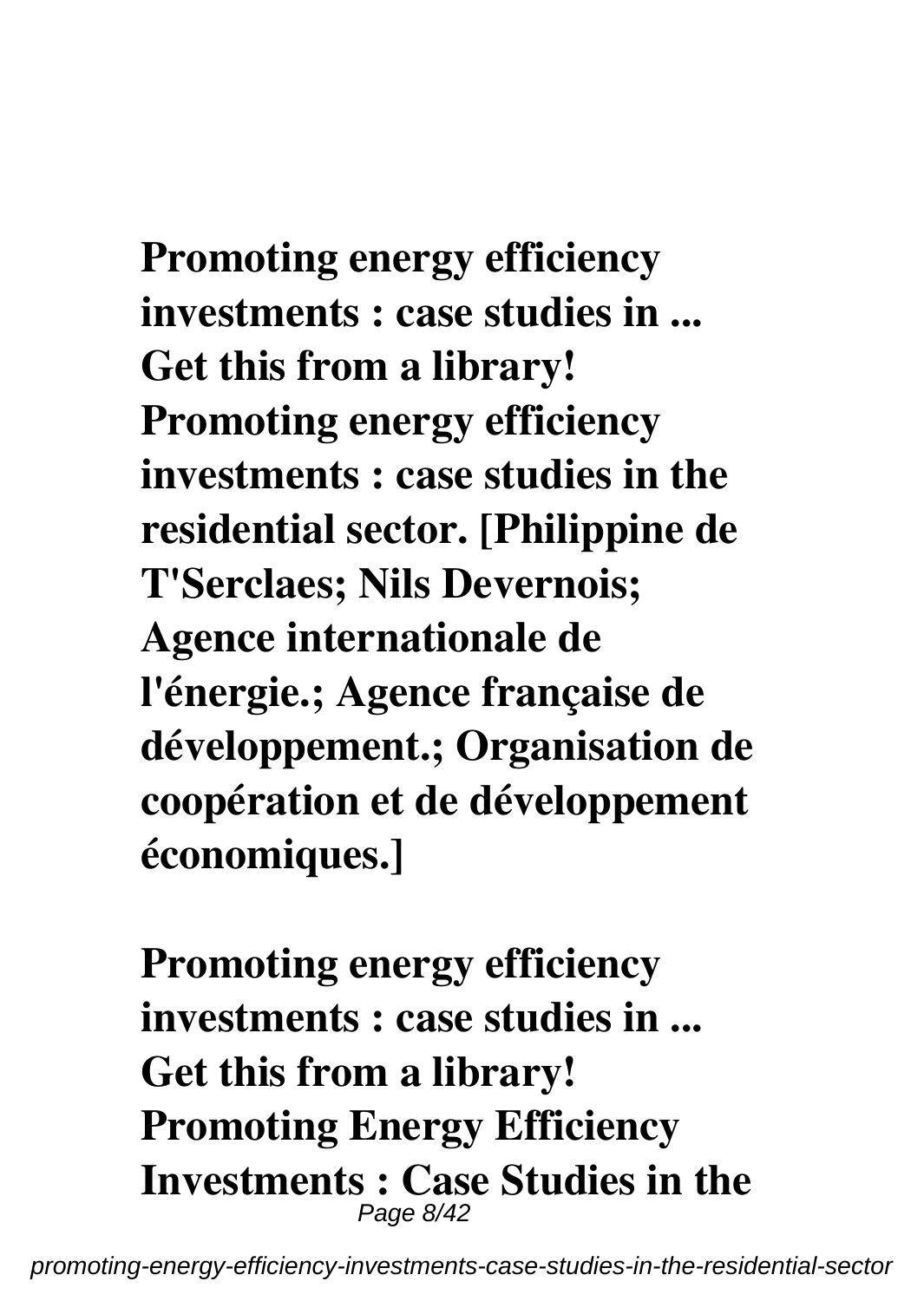**Promoting energy efficiency investments : case studies in ...**
**Get this from a library! Promoting energy efficiency investments : case studies in the residential sector. [Philippine de T'Serclaes; Nils Devernois; Agence internationale de l'énergie.; Agence française de développement.; Organisation de coopération et de développement économiques.]**

**Promoting energy efficiency investments : case studies in ...**
**Get this from a library! Promoting Energy Efficiency Investments : Case Studies in the**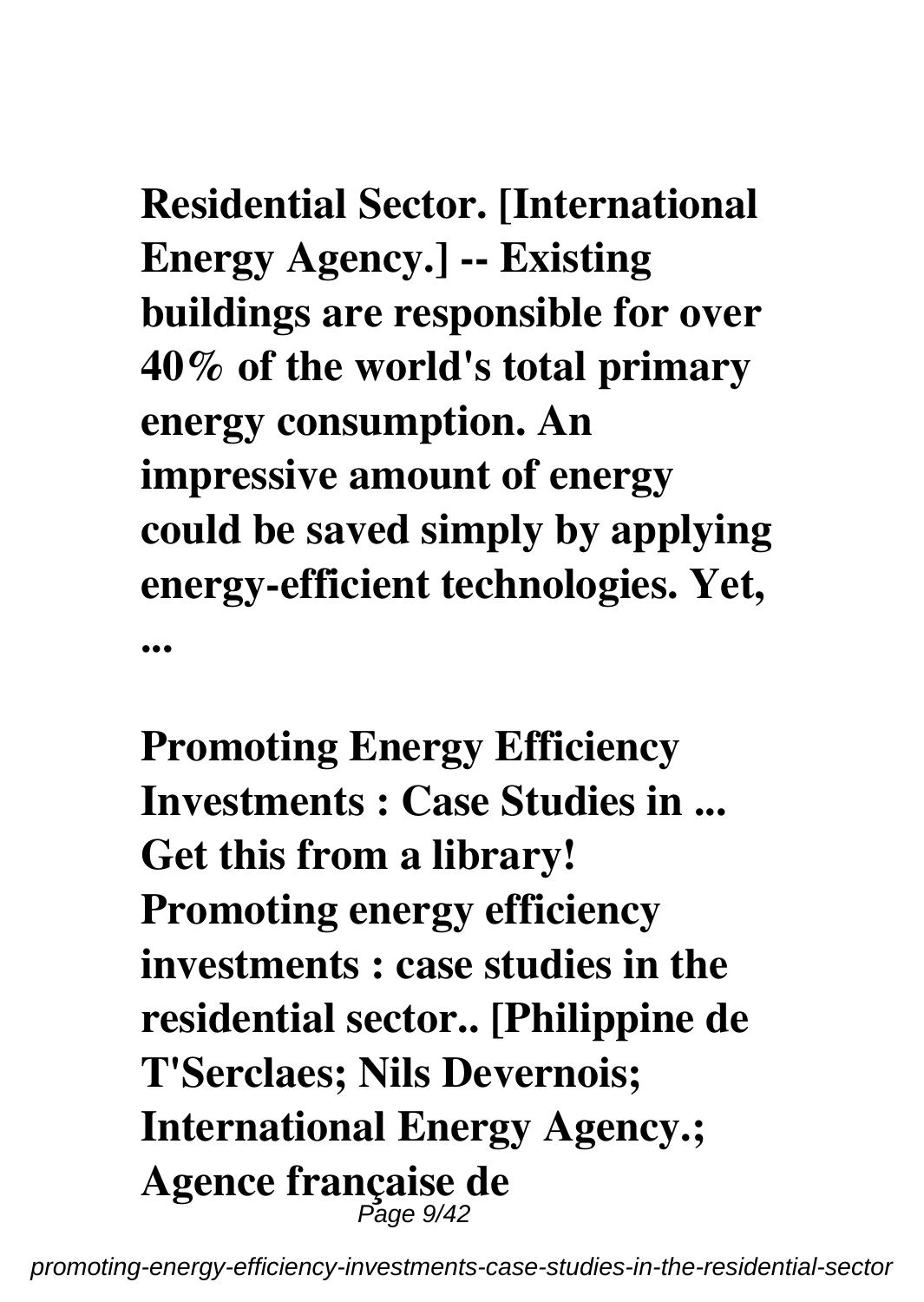**Residential Sector. [International Energy Agency.] -- Existing buildings are responsible for over 40% of the world's total primary energy consumption. An impressive amount of energy could be saved simply by applying energy-efficient technologies. Yet, ...**

**Promoting Energy Efficiency Investments : Case Studies in ...**
**Get this from a library! Promoting energy efficiency investments : case studies in the residential sector.. [Philippine de T'Serclaes; Nils Devernois; International Energy Agency.; Agence française de**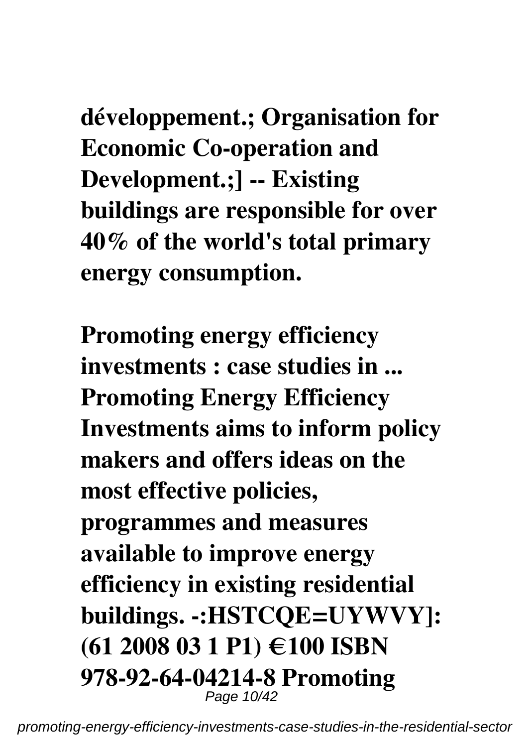**développement.; Organisation for Economic Co-operation and Development.;] -- Existing buildings are responsible for over 40% of the world's total primary energy consumption.**

**Promoting energy efficiency investments : case studies in ... Promoting Energy Efficiency Investments aims to inform policy makers and offers ideas on the most effective policies, programmes and measures available to improve energy efficiency in existing residential buildings. -:HSTCQE=UYWVY]: (61 2008 03 1 P1) €100 ISBN 978-92-64-04214-8 Promoting**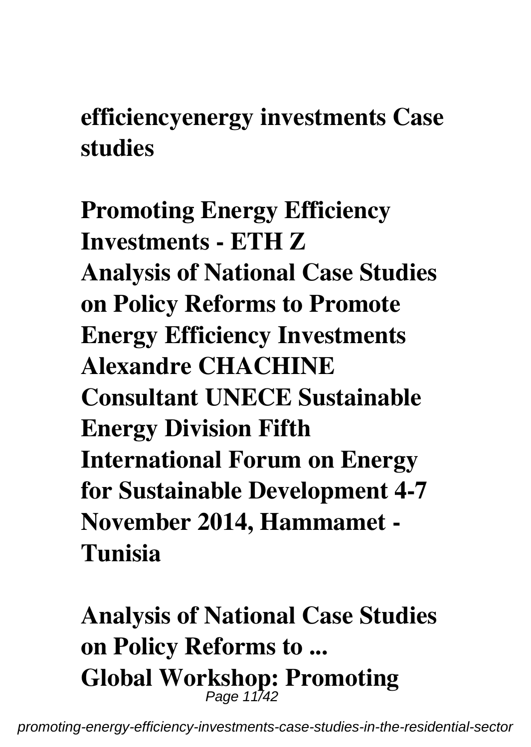**efficiencyenergy investments Case studies**

**Promoting Energy Efficiency Investments - ETH Z**
**Analysis of National Case Studies on Policy Reforms to Promote Energy Efficiency Investments Alexandre CHACHINE Consultant UNECE Sustainable Energy Division Fifth International Forum on Energy for Sustainable Development 4-7 November 2014, Hammamet - Tunisia**

**Analysis of National Case Studies on Policy Reforms to ...**
**Global Workshop: Promoting**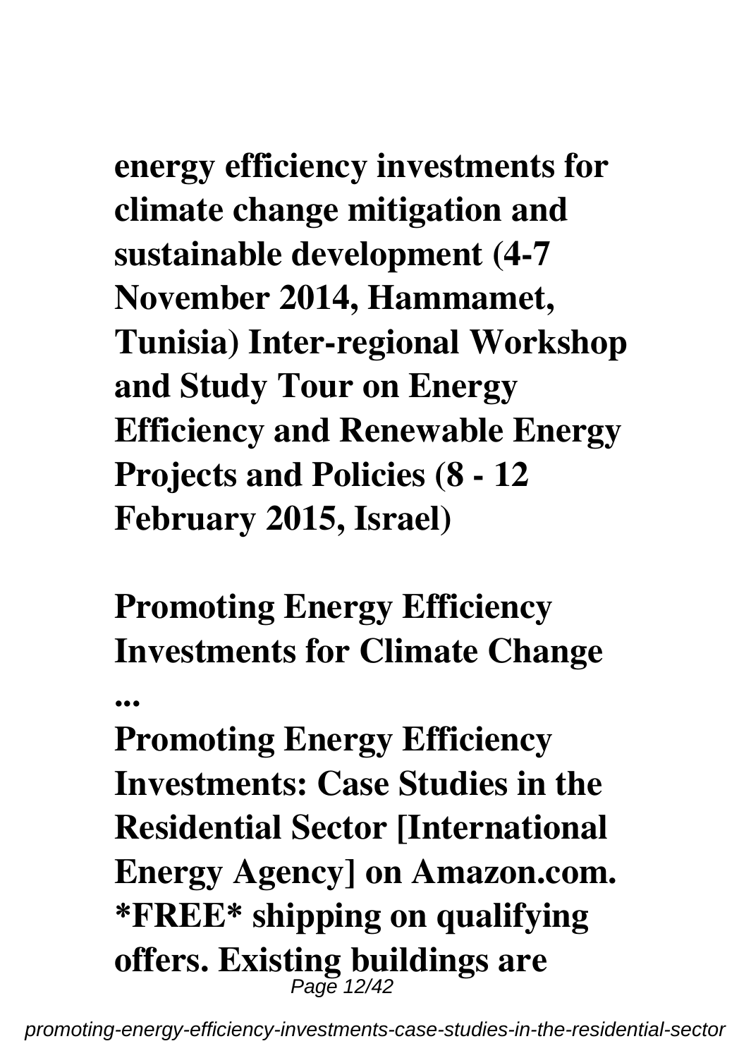**energy efficiency investments for climate change mitigation and sustainable development (4-7 November 2014, Hammamet, Tunisia) Inter-regional Workshop and Study Tour on Energy Efficiency and Renewable Energy Projects and Policies (8 - 12 February 2015, Israel)**

## Promoting Energy Efficiency Investments for Climate Change ...

**Promoting Energy Efficiency Investments: Case Studies in the Residential Sector [International Energy Agency] on Amazon.com. *FREE* shipping on qualifying offers. Existing buildings are**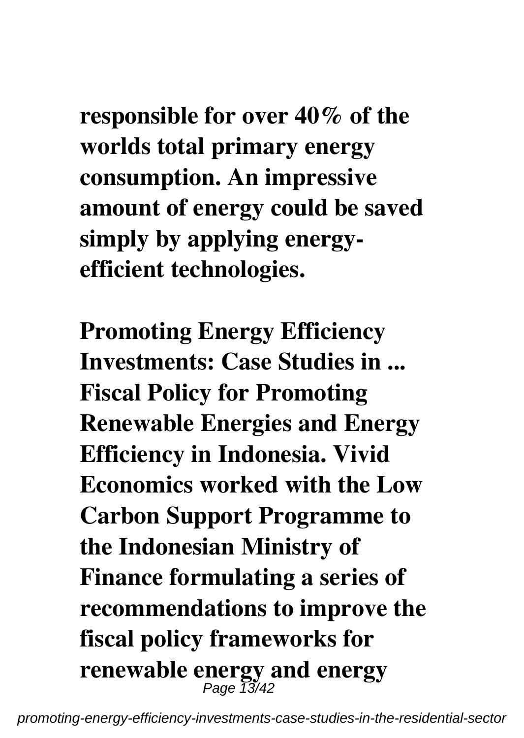**responsible for over 40% of the worlds total primary energy consumption. An impressive amount of energy could be saved simply by applying energy-efficient technologies.**

**Promoting Energy Efficiency Investments: Case Studies in ...**
**Fiscal Policy for Promoting Renewable Energies and Energy Efficiency in Indonesia. Vivid Economics worked with the Low Carbon Support Programme to the Indonesian Ministry of Finance formulating a series of recommendations to improve the fiscal policy frameworks for renewable energy and energy**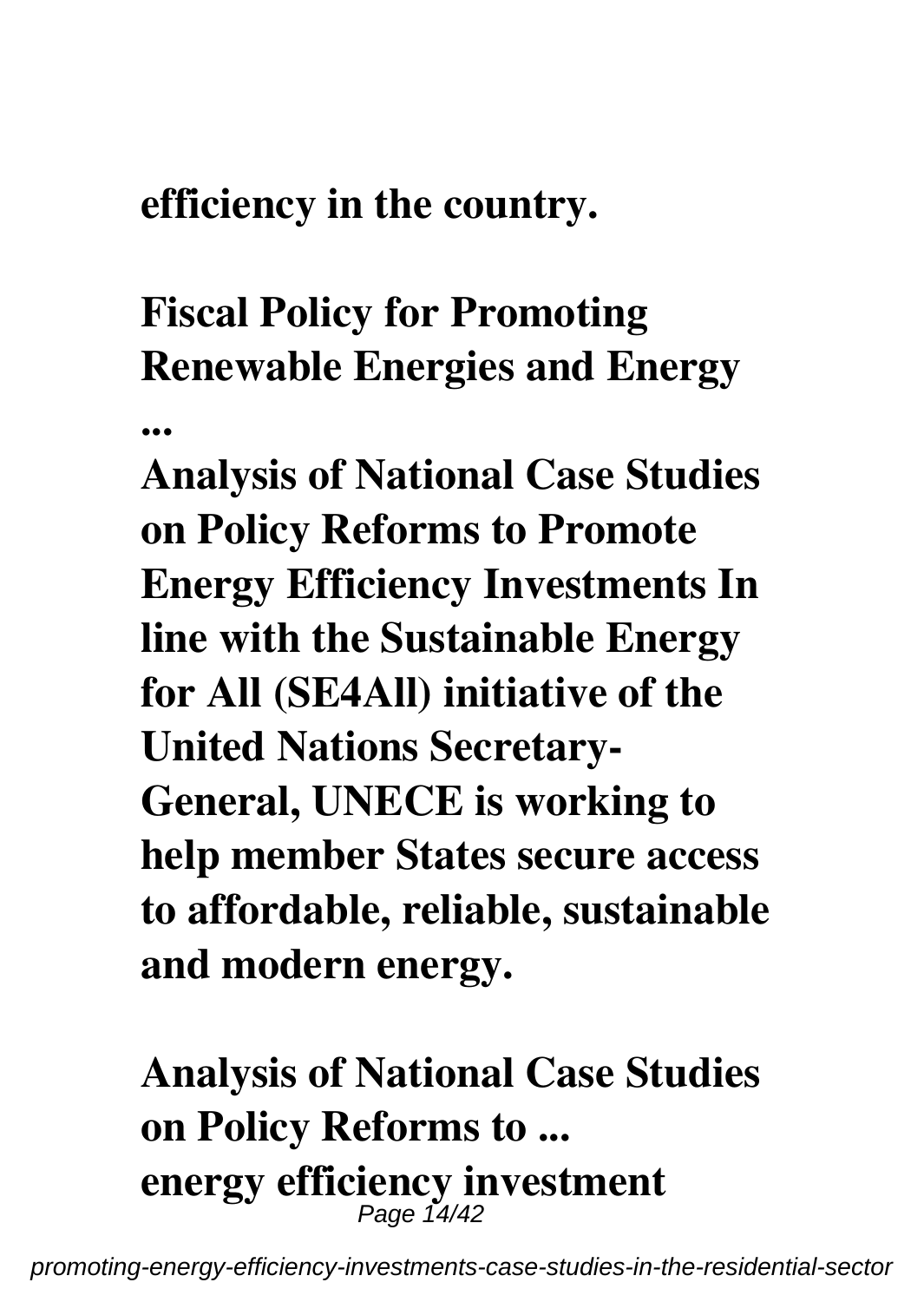**efficiency in the country.**

**Fiscal Policy for Promoting Renewable Energies and Energy ...**

**Analysis of National Case Studies on Policy Reforms to Promote Energy Efficiency Investments In line with the Sustainable Energy for All (SE4All) initiative of the United Nations Secretary-General, UNECE is working to help member States secure access to affordable, reliable, sustainable and modern energy.**

**Analysis of National Case Studies on Policy Reforms to ...**

**energy efficiency investment**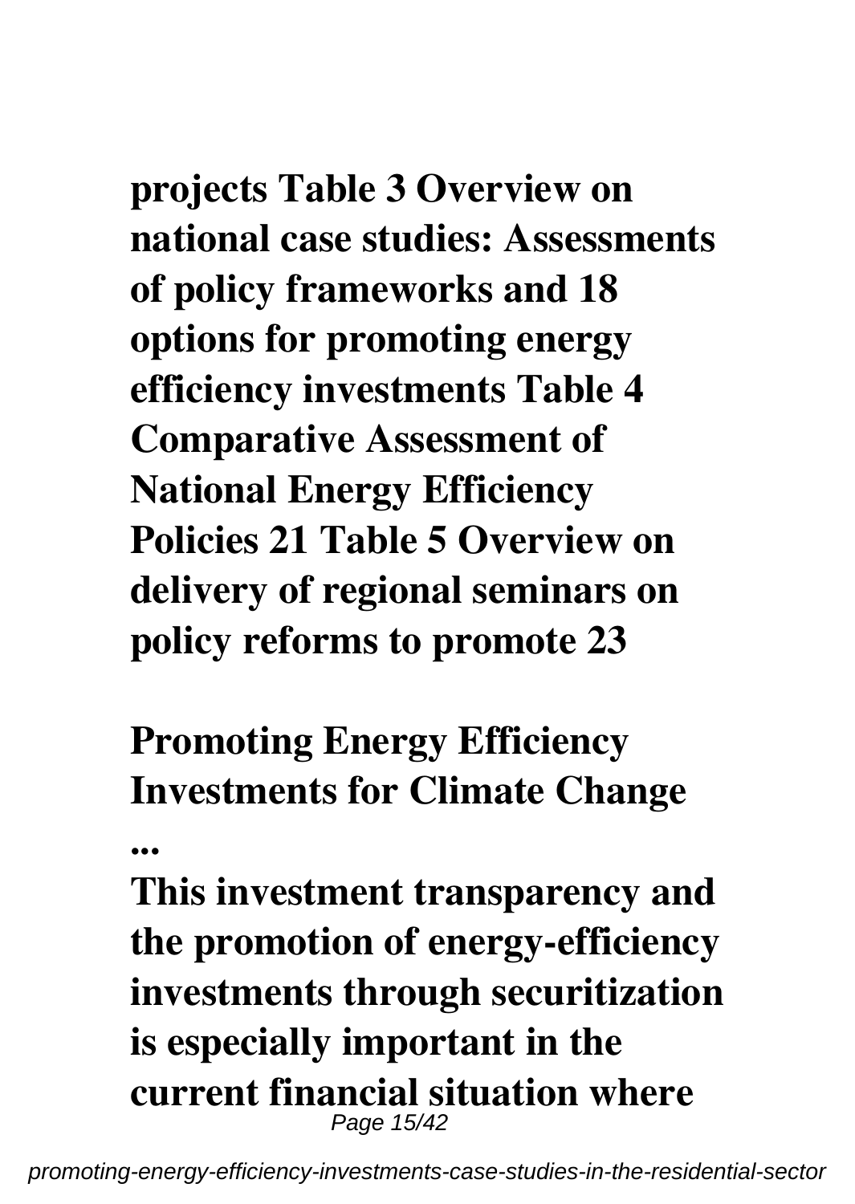**projects Table 3 Overview on national case studies: Assessments of policy frameworks and 18 options for promoting energy efficiency investments Table 4 Comparative Assessment of National Energy Efficiency Policies 21 Table 5 Overview on delivery of regional seminars on policy reforms to promote 23**

## Promoting Energy Efficiency Investments for Climate Change ...

**This investment transparency and the promotion of energy-efficiency investments through securitization is especially important in the current financial situation where**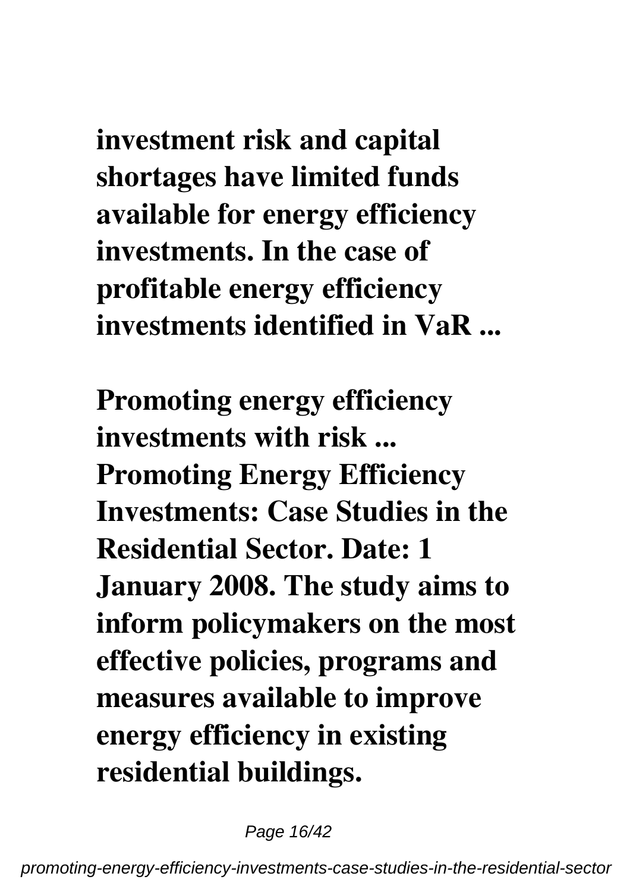**investment risk and capital shortages have limited funds available for energy efficiency investments. In the case of profitable energy efficiency investments identified in VaR ...**

**Promoting energy efficiency investments with risk ...**
**Promoting Energy Efficiency Investments: Case Studies in the Residential Sector. Date: 1 January 2008. The study aims to inform policymakers on the most effective policies, programs and measures available to improve energy efficiency in existing residential buildings.**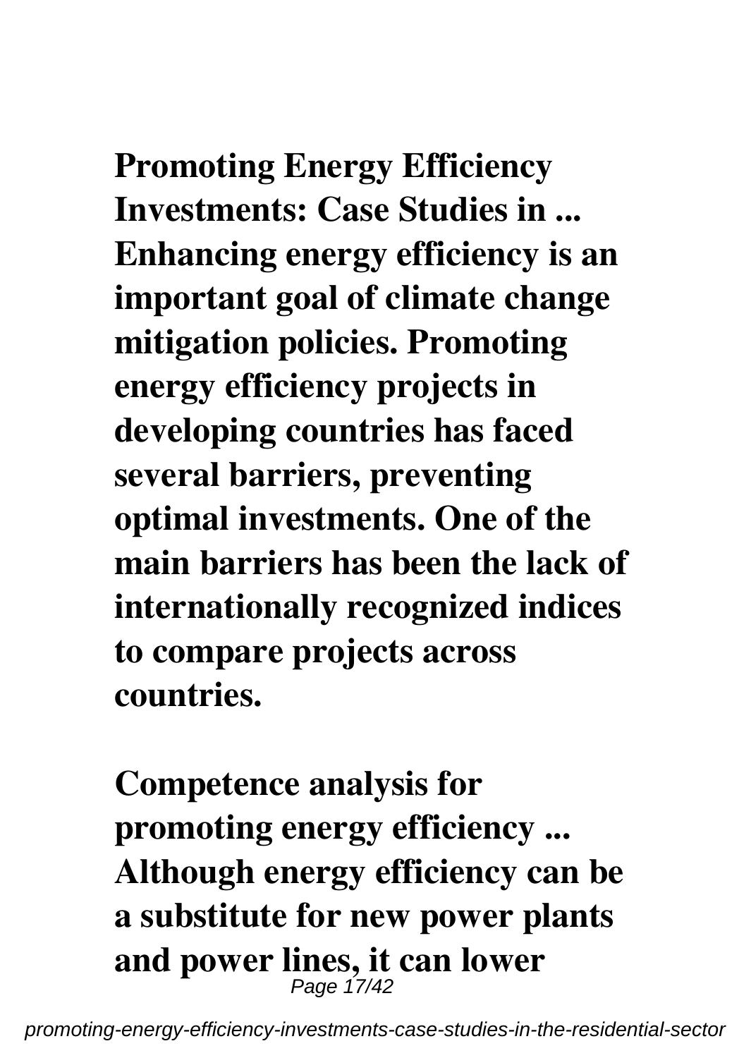**Promoting Energy Efficiency Investments: Case Studies in ...**
**Enhancing energy efficiency is an important goal of climate change mitigation policies. Promoting energy efficiency projects in developing countries has faced several barriers, preventing optimal investments. One of the main barriers has been the lack of internationally recognized indices to compare projects across countries.**

**Competence analysis for promoting energy efficiency ...**
**Although energy efficiency can be a substitute for new power plants and power lines, it can lower**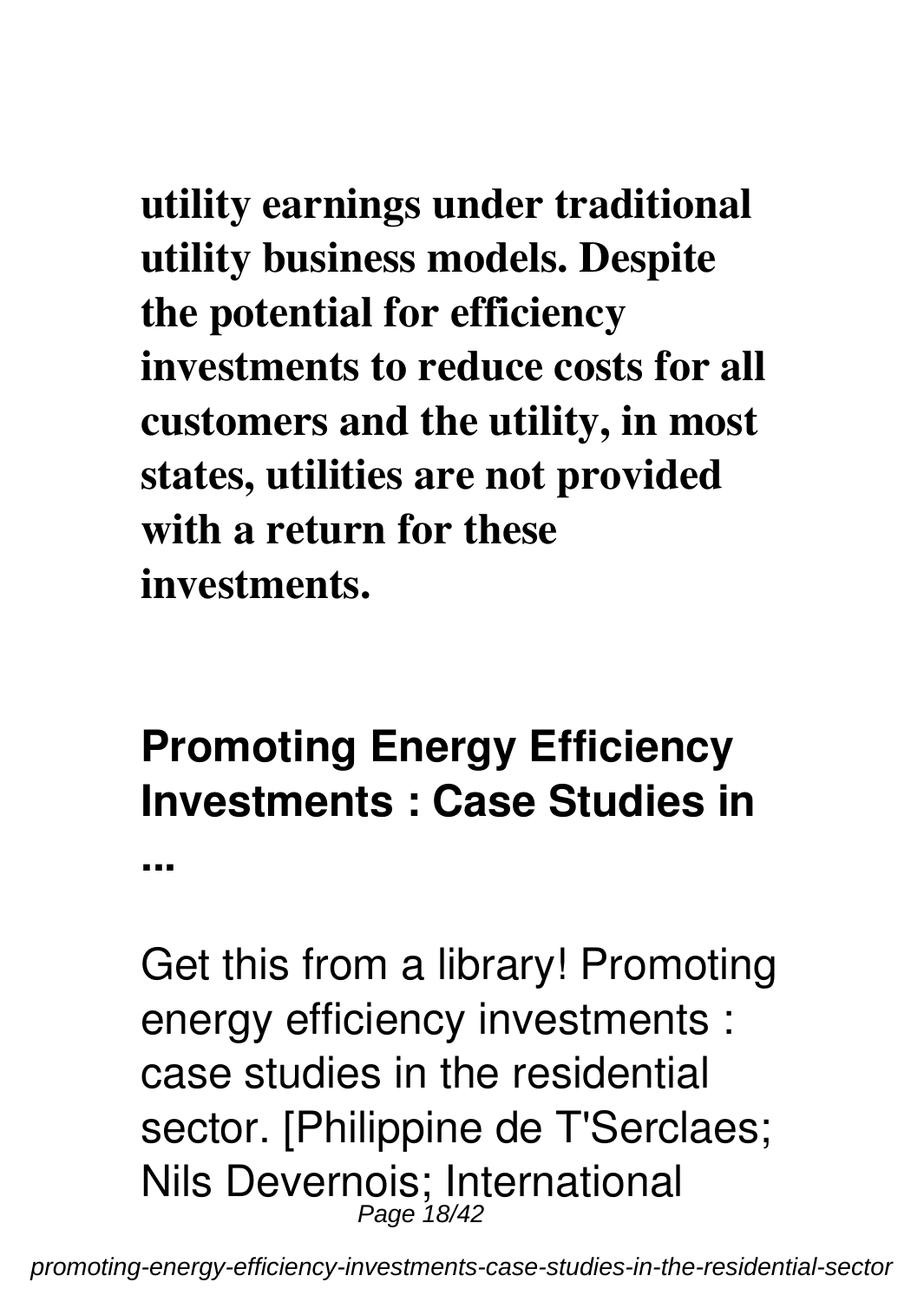**utility earnings under traditional utility business models. Despite the potential for efficiency investments to reduce costs for all customers and the utility, in most states, utilities are not provided with a return for these investments.**

## Promoting Energy Efficiency Investments : Case Studies in ...

Get this from a library! Promoting energy efficiency investments : case studies in the residential sector. [Philippine de T'Serclaes; Nils Devernois; International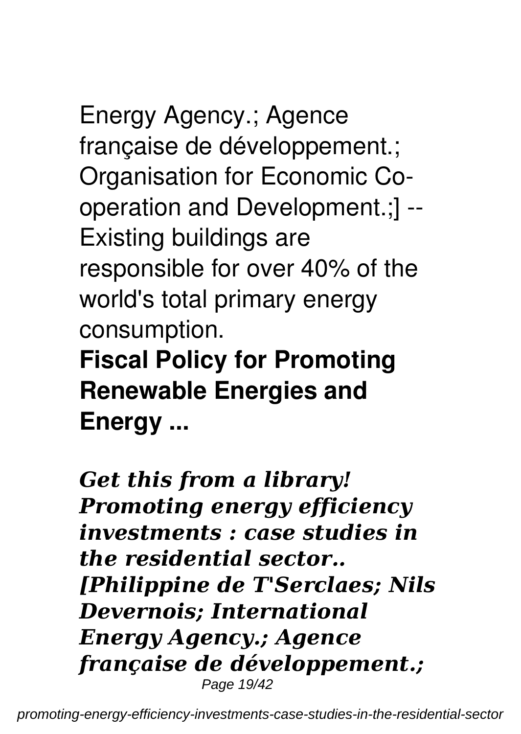Energy Agency.; Agence française de développement.; Organisation for Economic Co-operation and Development.;] -- Existing buildings are responsible for over 40% of the world's total primary energy consumption.

**Fiscal Policy for Promoting Renewable Energies and Energy ...**

***Get this from a library! Promoting energy efficiency investments : case studies in the residential sector.. [Philippine de T'Serclaes; Nils Devernois; International Energy Agency.; Agence française de développement.;***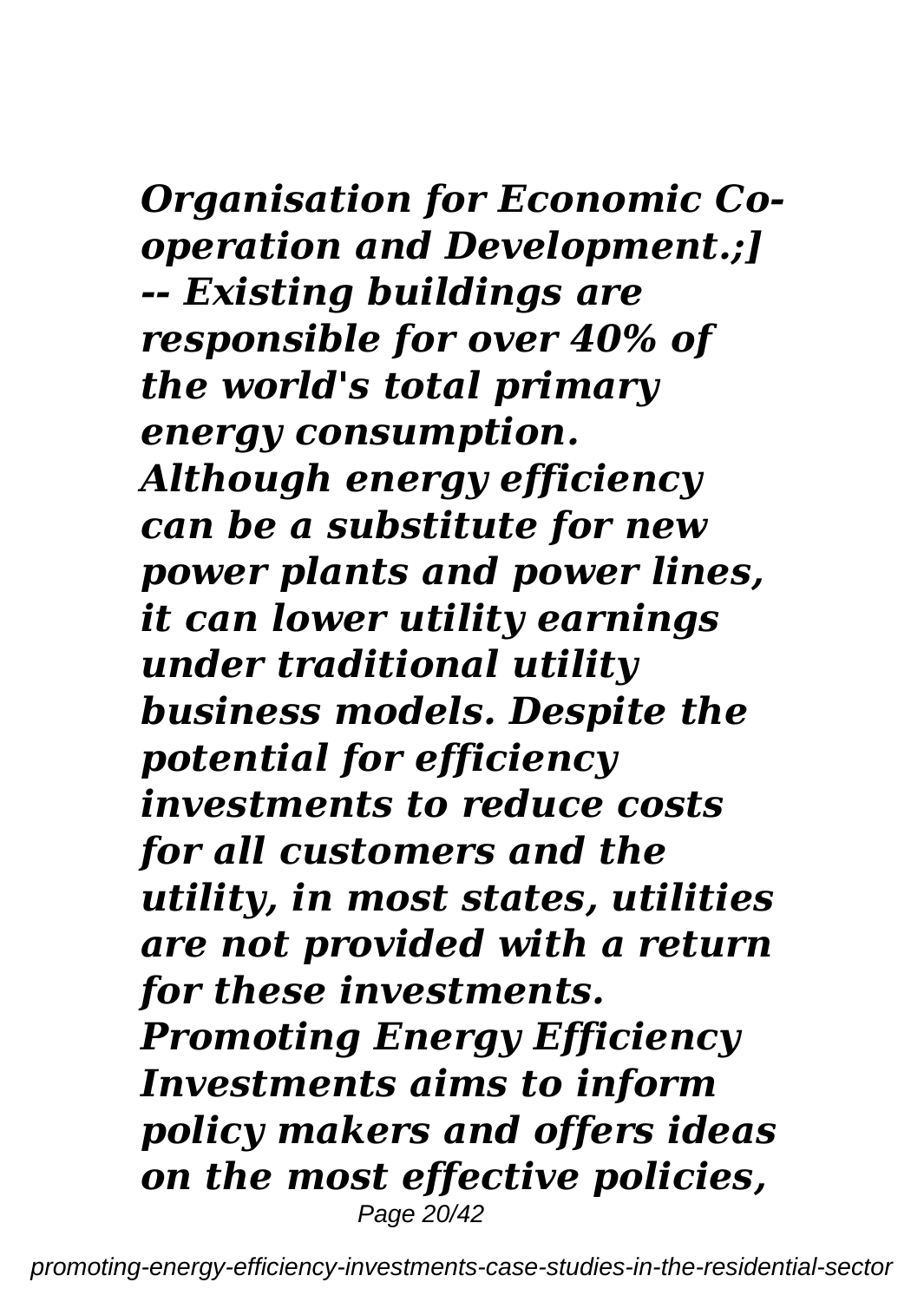***Organisation for Economic Co-operation and Development.;] -- Existing buildings are responsible for over 40% of the world's total primary energy consumption. Although energy efficiency can be a substitute for new power plants and power lines, it can lower utility earnings under traditional utility business models. Despite the potential for efficiency investments to reduce costs for all customers and the utility, in most states, utilities are not provided with a return for these investments. Promoting Energy Efficiency Investments aims to inform policy makers and offers ideas on the most effective policies,***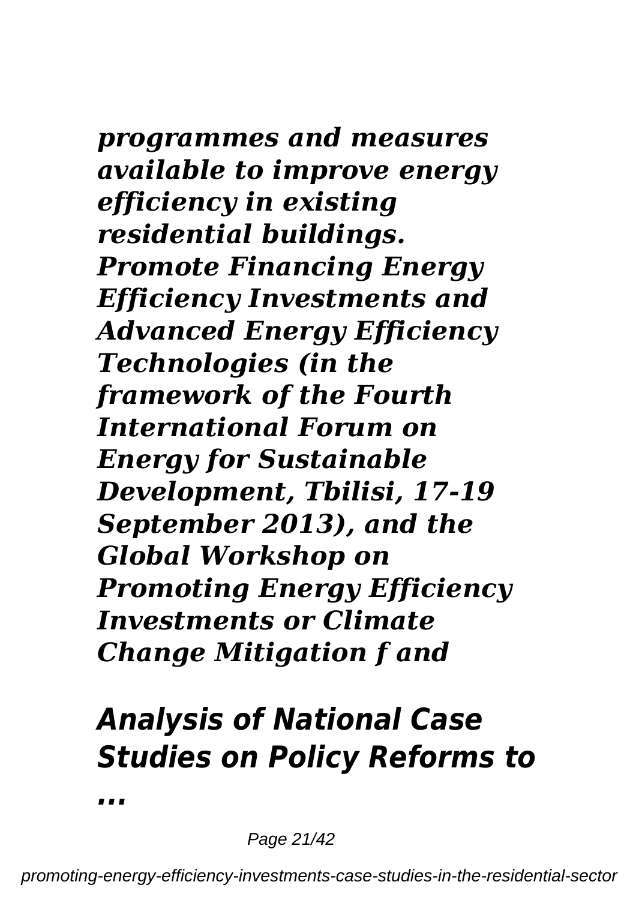***programmes and measures available to improve energy efficiency in existing residential buildings. Promote Financing Energy Efficiency Investments and Advanced Energy Efficiency Technologies (in the framework of the Fourth International Forum on Energy for Sustainable Development, Tbilisi, 17-19 September 2013), and the Global Workshop on Promoting Energy Efficiency Investments or Climate Change Mitigation f and***

## *Analysis of National Case Studies on Policy Reforms to ...*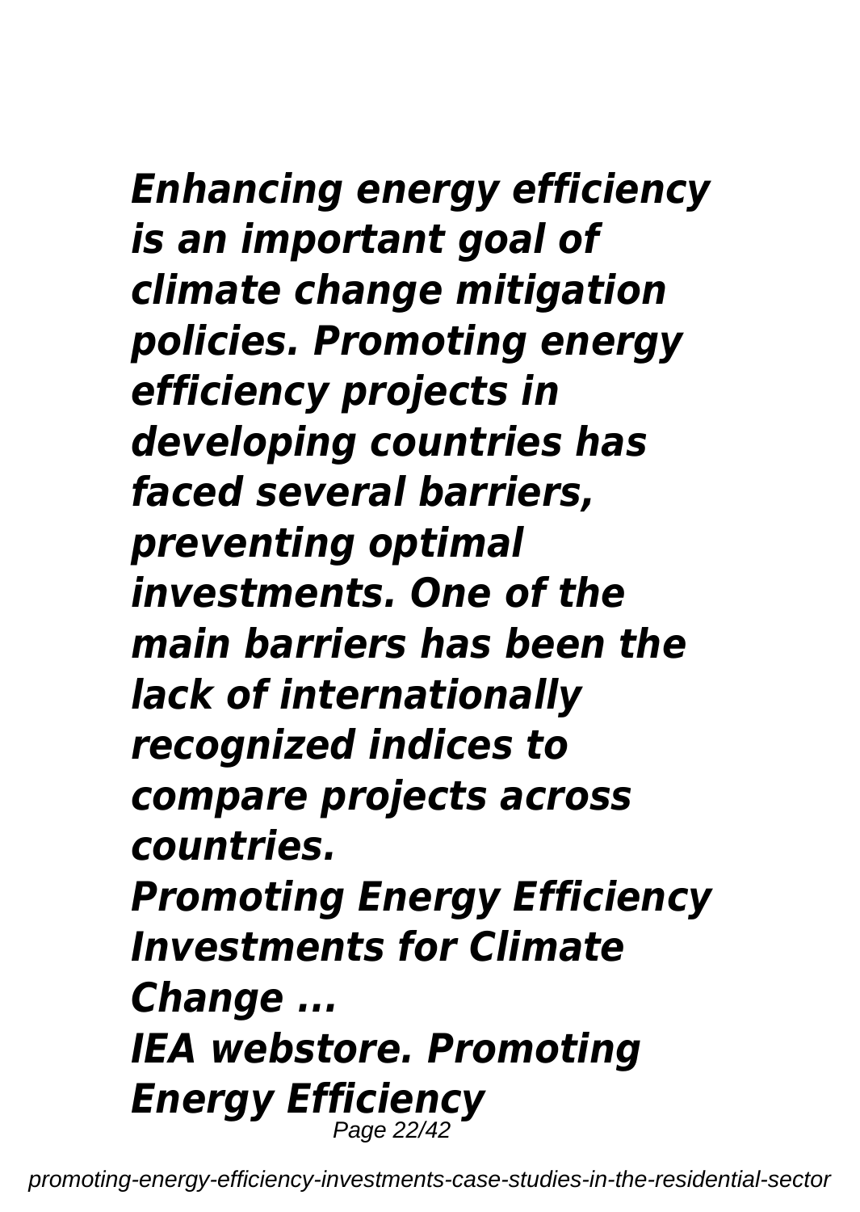*Enhancing energy efficiency is an important goal of climate change mitigation policies. Promoting energy efficiency projects in developing countries has faced several barriers, preventing optimal investments. One of the main barriers has been the lack of internationally recognized indices to compare projects across countries.*

***Promoting Energy Efficiency Investments for Climate Change ...***

***IEA webstore. Promoting Energy Efficiency***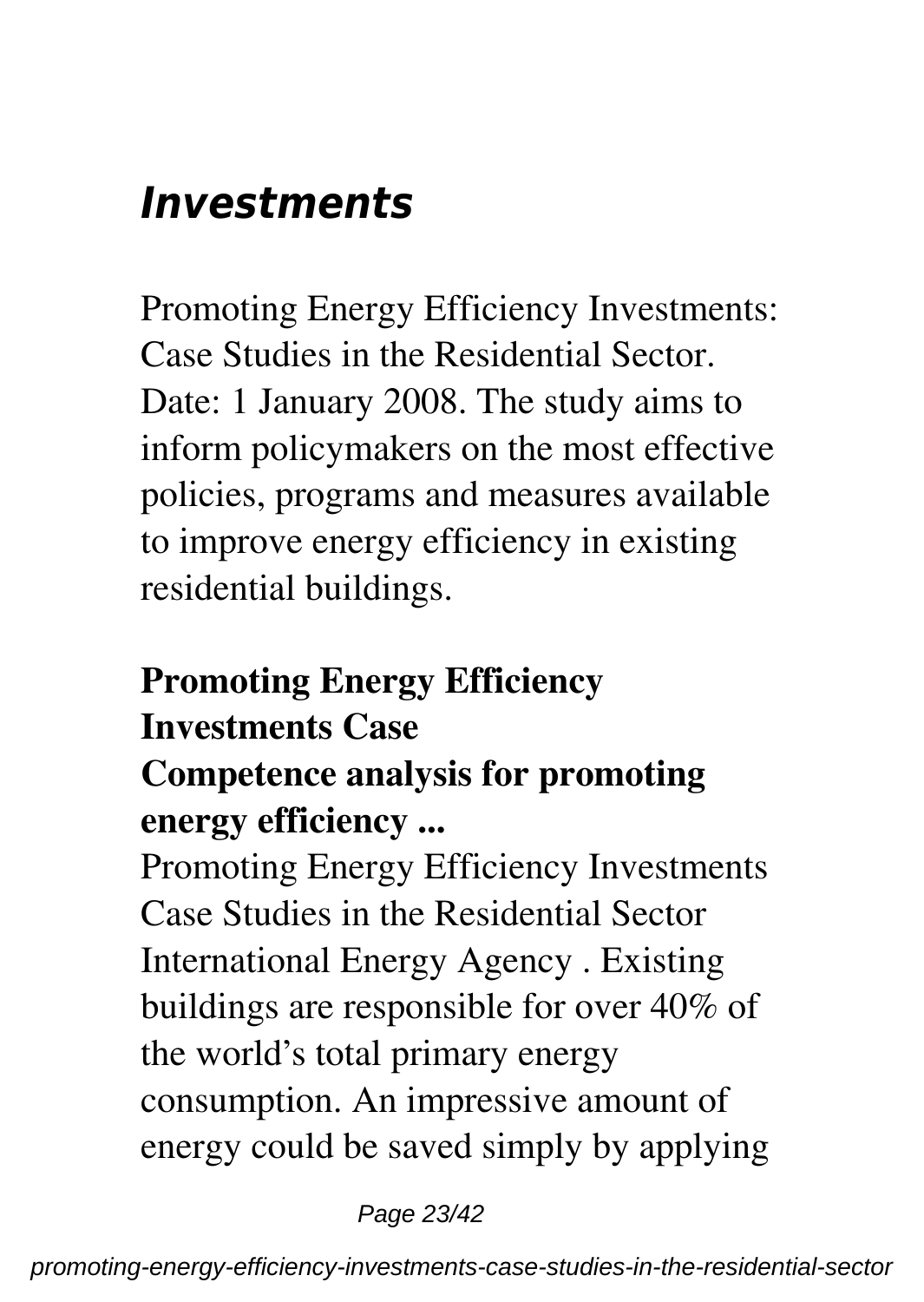## *Investments*

Promoting Energy Efficiency Investments: Case Studies in the Residential Sector. Date: 1 January 2008. The study aims to inform policymakers on the most effective policies, programs and measures available to improve energy efficiency in existing residential buildings.

### Promoting Energy Efficiency Investments Case

### Competence analysis for promoting energy efficiency ...

Promoting Energy Efficiency Investments Case Studies in the Residential Sector International Energy Agency . Existing buildings are responsible for over 40% of the world's total primary energy consumption. An impressive amount of energy could be saved simply by applying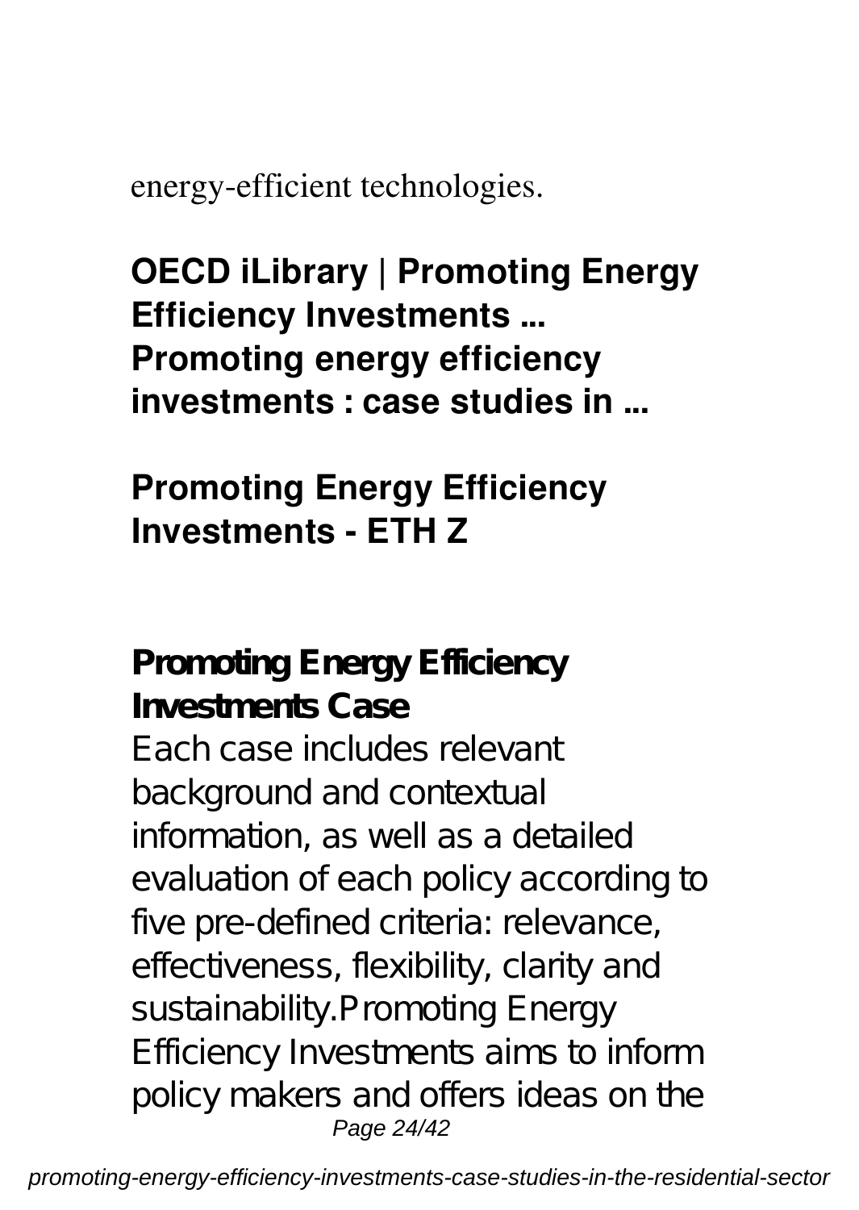energy-efficient technologies.

**OECD iLibrary | Promoting Energy Efficiency Investments ...**
**Promoting energy efficiency investments : case studies in ...**

**Promoting Energy Efficiency Investments - ETH Z**

**Promoting Energy Efficiency Investments Case**

Each case includes relevant background and contextual information, as well as a detailed evaluation of each policy according to five pre-defined criteria: relevance, effectiveness, flexibility, clarity and sustainability.Promoting Energy Efficiency Investments aims to inform policy makers and offers ideas on the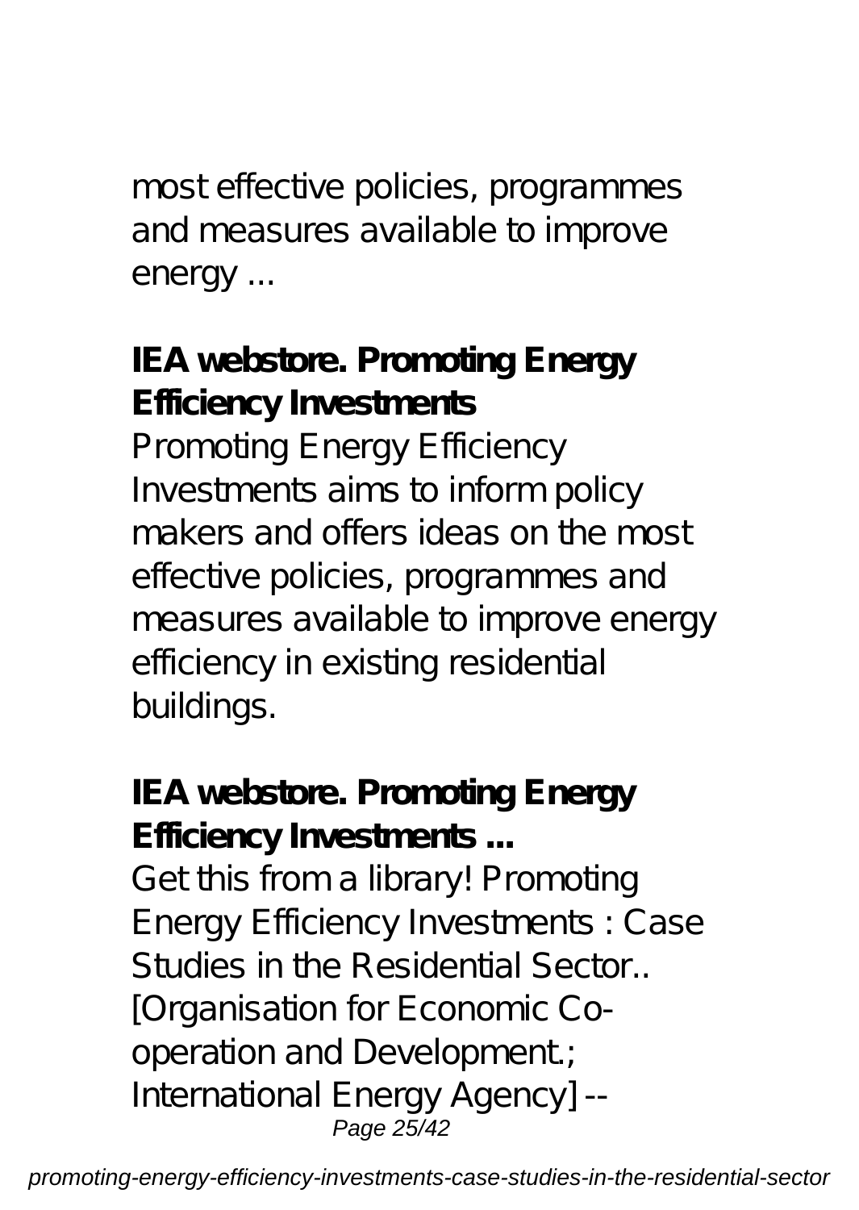most effective policies, programmes and measures available to improve energy ...

**IEA webstore. Promoting Energy Efficiency Investments**

Promoting Energy Efficiency Investments aims to inform policy makers and offers ideas on the most effective policies, programmes and measures available to improve energy efficiency in existing residential buildings.

**IEA webstore. Promoting Energy Efficiency Investments ...**

Get this from a library! Promoting Energy Efficiency Investments : Case Studies in the Residential Sector.. [Organisation for Economic Co-operation and Development.; International Energy Agency] --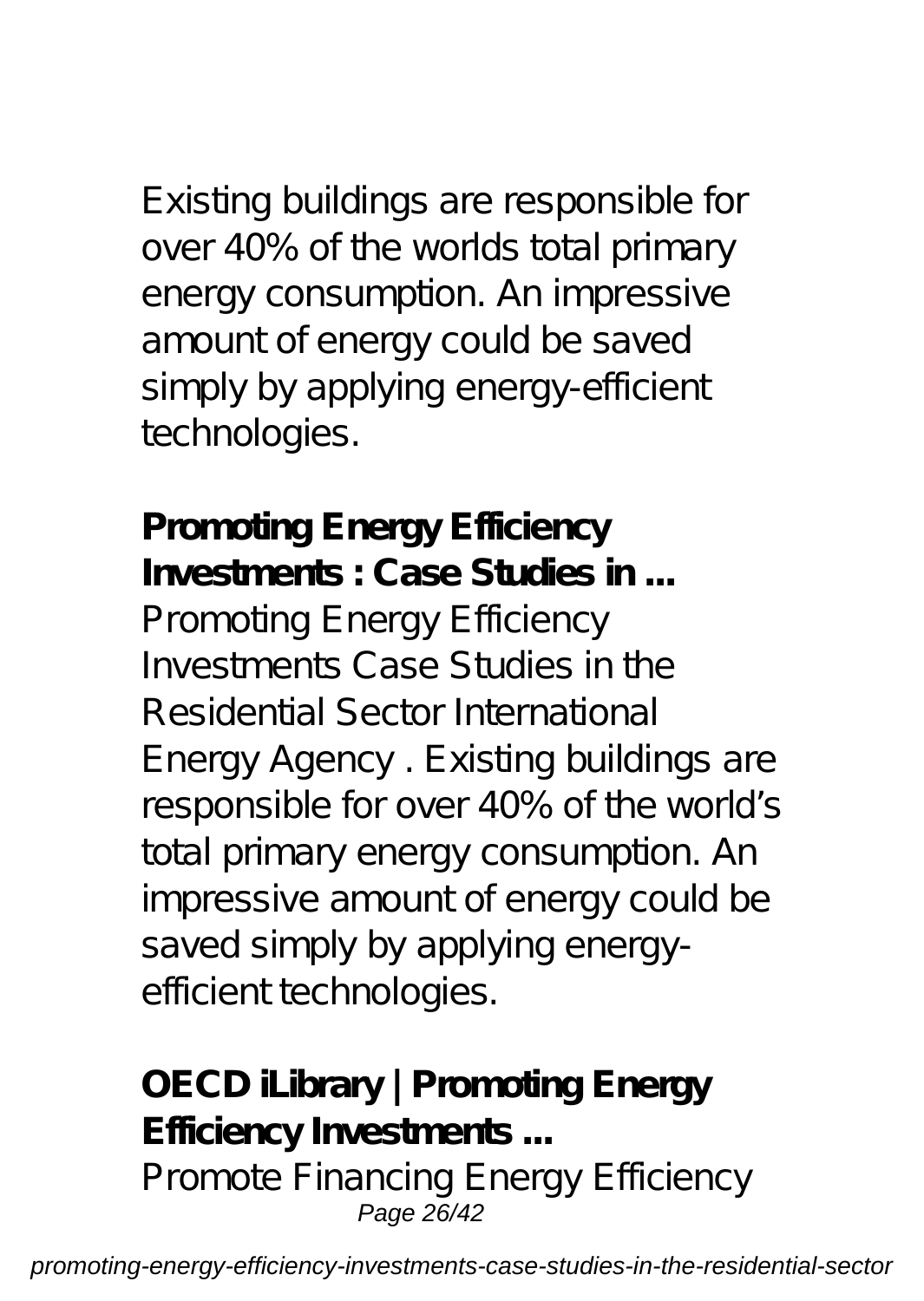Existing buildings are responsible for over 40% of the worlds total primary energy consumption. An impressive amount of energy could be saved simply by applying energy-efficient technologies.

**Promoting Energy Efficiency Investments : Case Studies in ...**

Promoting Energy Efficiency Investments Case Studies in the Residential Sector International Energy Agency . Existing buildings are responsible for over 40% of the world's total primary energy consumption. An impressive amount of energy could be saved simply by applying energy-efficient technologies.

**OECD iLibrary | Promoting Energy Efficiency Investments ...**

Promote Financing Energy Efficiency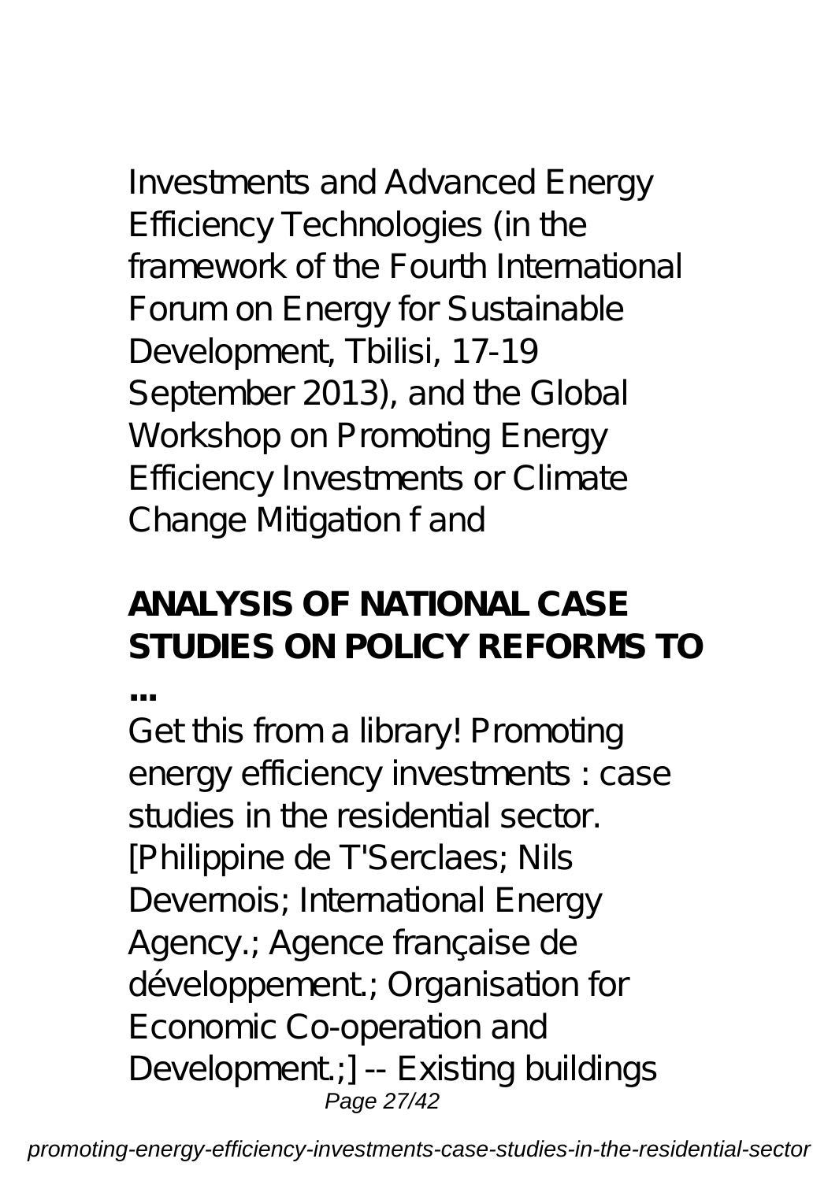Investments and Advanced Energy Efficiency Technologies (in the framework of the Fourth International Forum on Energy for Sustainable Development, Tbilisi, 17-19 September 2013), and the Global Workshop on Promoting Energy Efficiency Investments or Climate Change Mitigation f and

## ANALYSIS OF NATIONAL CASE STUDIES ON POLICY REFORMS TO ...

Get this from a library! Promoting energy efficiency investments : case studies in the residential sector. [Philippine de T'Serclaes; Nils Devernois; International Energy Agency.; Agence française de développement.; Organisation for Economic Co-operation and Development.;] -- Existing buildings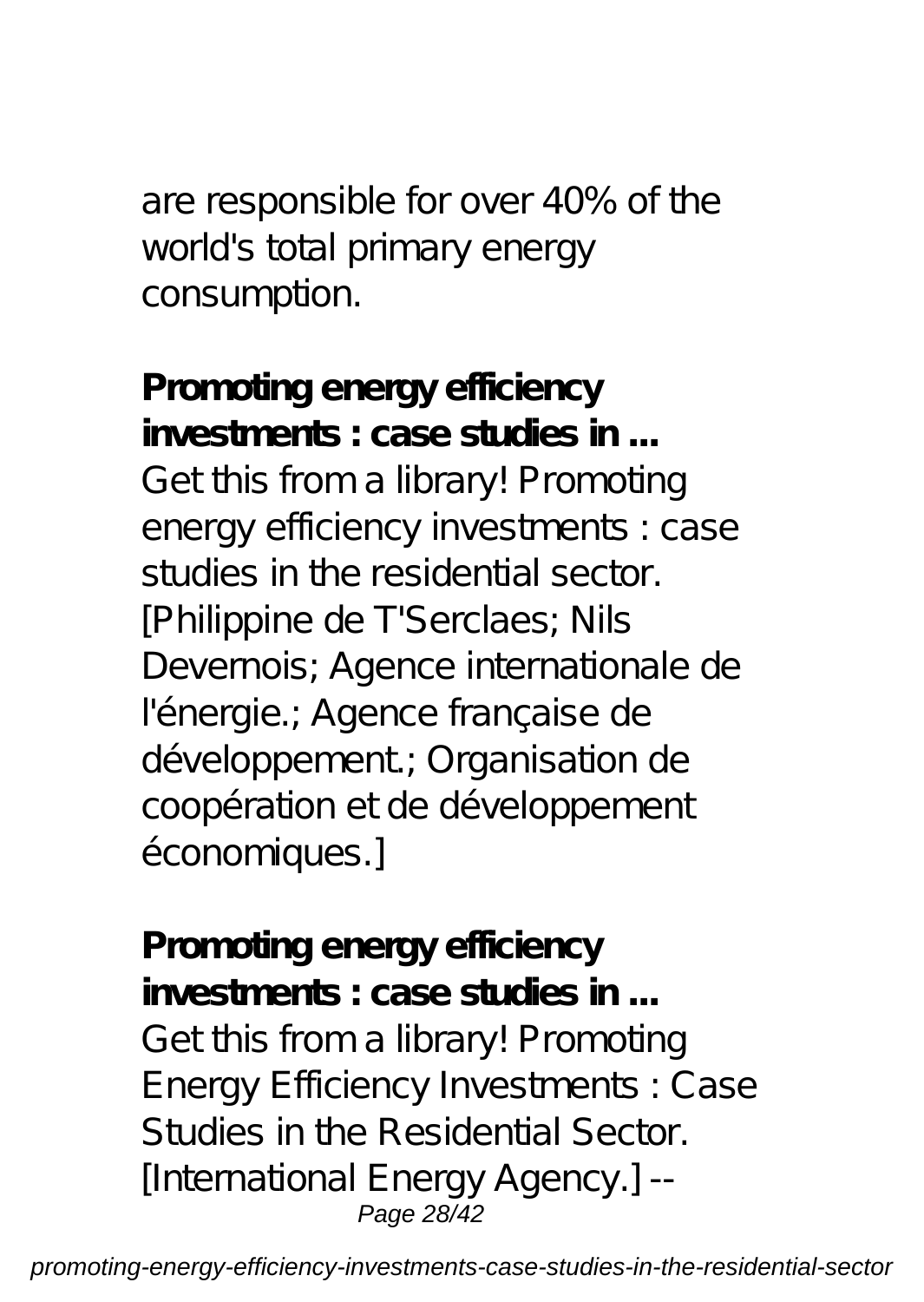are responsible for over 40% of the world's total primary energy consumption.

**Promoting energy efficiency investments : case studies in ...**

Get this from a library! Promoting energy efficiency investments : case studies in the residential sector. [Philippine de T'Serclaes; Nils Devernois; Agence internationale de l'énergie.; Agence française de développement.; Organisation de coopération et de développement économiques.]

**Promoting energy efficiency investments : case studies in ...**

Get this from a library! Promoting Energy Efficiency Investments : Case Studies in the Residential Sector. [International Energy Agency.] --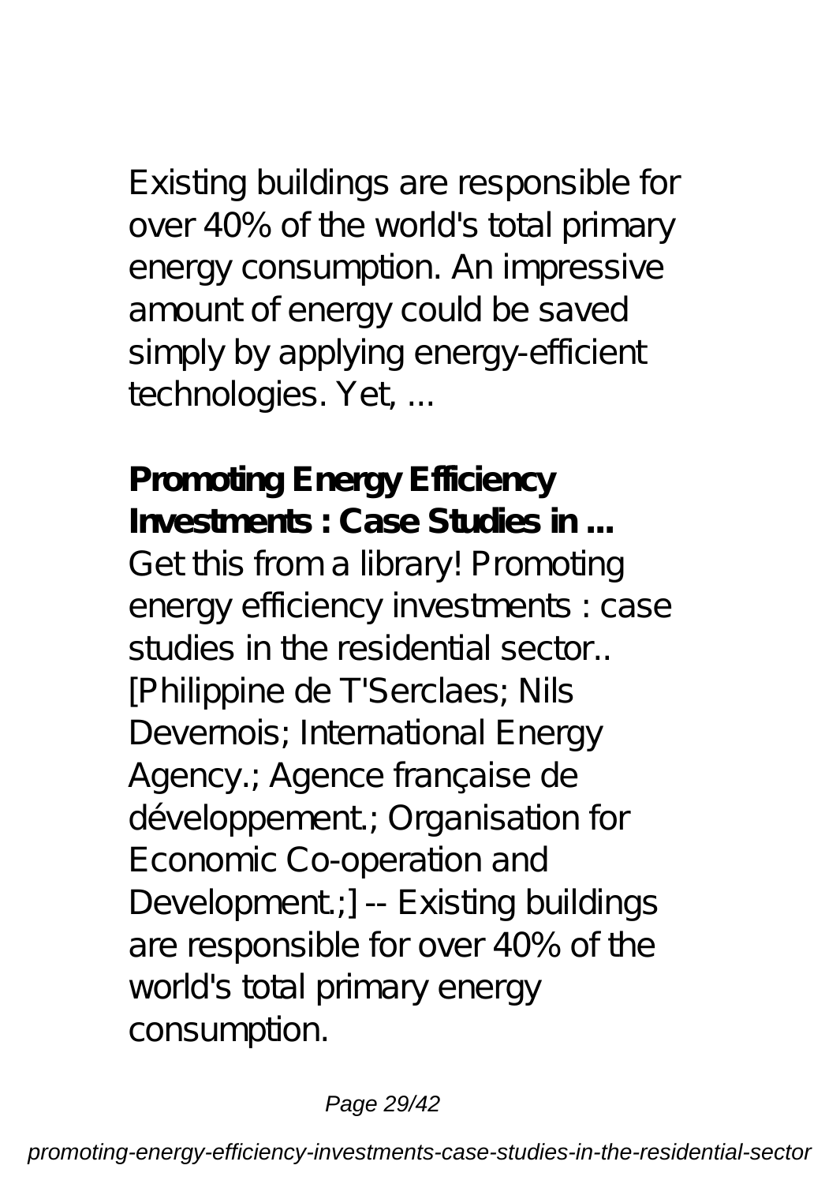Existing buildings are responsible for over 40% of the world's total primary energy consumption. An impressive amount of energy could be saved simply by applying energy-efficient technologies. Yet, ...

**Promoting Energy Efficiency Investments : Case Studies in ...**

Get this from a library! Promoting energy efficiency investments : case studies in the residential sector.. [Philippine de T'Serclaes; Nils Devernois; International Energy Agency.; Agence française de développement.; Organisation for Economic Co-operation and Development.;] -- Existing buildings are responsible for over 40% of the world's total primary energy consumption.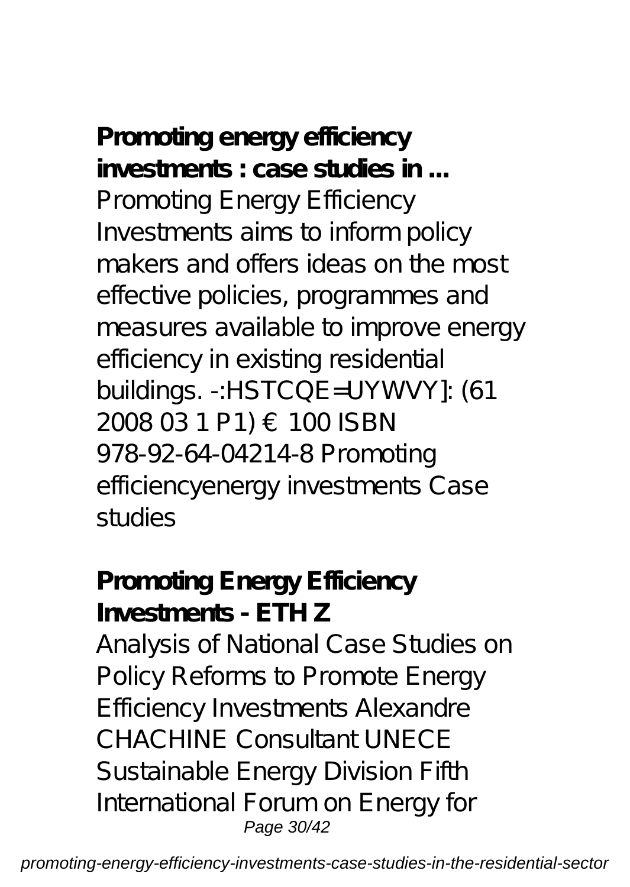**Promoting energy efficiency investments : case studies in ...**

Promoting Energy Efficiency Investments aims to inform policy makers and offers ideas on the most effective policies, programmes and measures available to improve energy efficiency in existing residential buildings. -:HSTCQE=UYWVY]: (61 2008 03 1 P1) € 100 ISBN 978-92-64-04214-8 Promoting efficiencyenergy investments Case studies

**Promoting Energy Efficiency Investments - ETH Z**

Analysis of National Case Studies on Policy Reforms to Promote Energy Efficiency Investments Alexandre CHACHINE Consultant UNECE Sustainable Energy Division Fifth International Forum on Energy for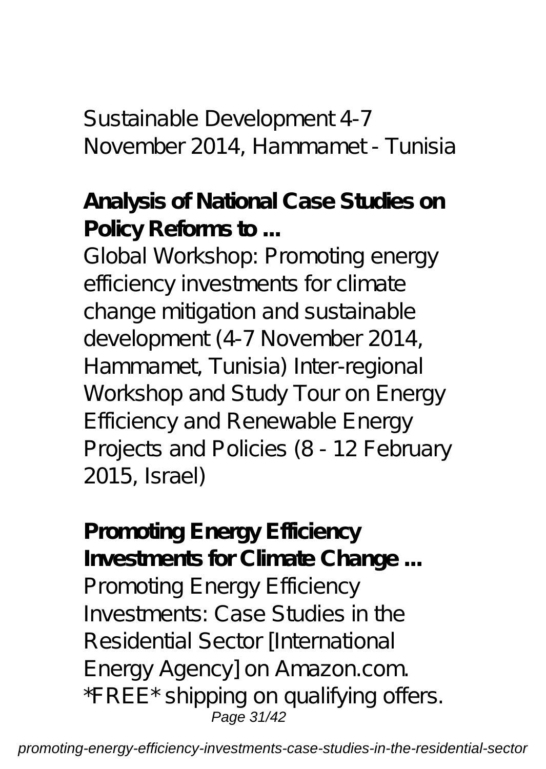Sustainable Development 4-7 November 2014, Hammamet - Tunisia

**Analysis of National Case Studies on Policy Reforms to ...**

Global Workshop: Promoting energy efficiency investments for climate change mitigation and sustainable development (4-7 November 2014, Hammamet, Tunisia) Inter-regional Workshop and Study Tour on Energy Efficiency and Renewable Energy Projects and Policies (8 - 12 February 2015, Israel)

**Promoting Energy Efficiency Investments for Climate Change ...**

Promoting Energy Efficiency Investments: Case Studies in the Residential Sector [International Energy Agency] on Amazon.com. *FREE* shipping on qualifying offers.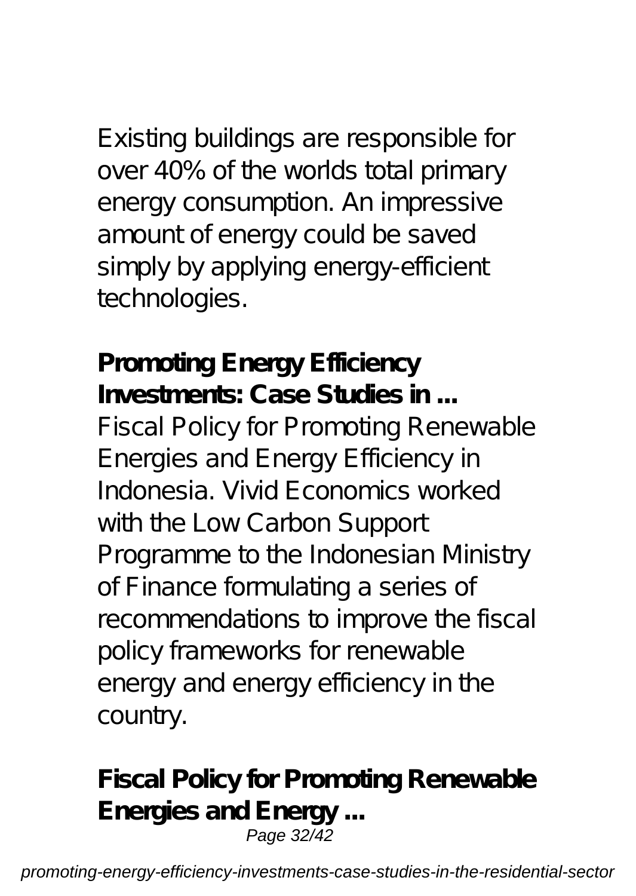Existing buildings are responsible for over 40% of the worlds total primary energy consumption. An impressive amount of energy could be saved simply by applying energy-efficient technologies.

**Promoting Energy Efficiency Investments: Case Studies in ...**

Fiscal Policy for Promoting Renewable Energies and Energy Efficiency in Indonesia. Vivid Economics worked with the Low Carbon Support Programme to the Indonesian Ministry of Finance formulating a series of recommendations to improve the fiscal policy frameworks for renewable energy and energy efficiency in the country.

**Fiscal Policy for Promoting Renewable Energies and Energy ...**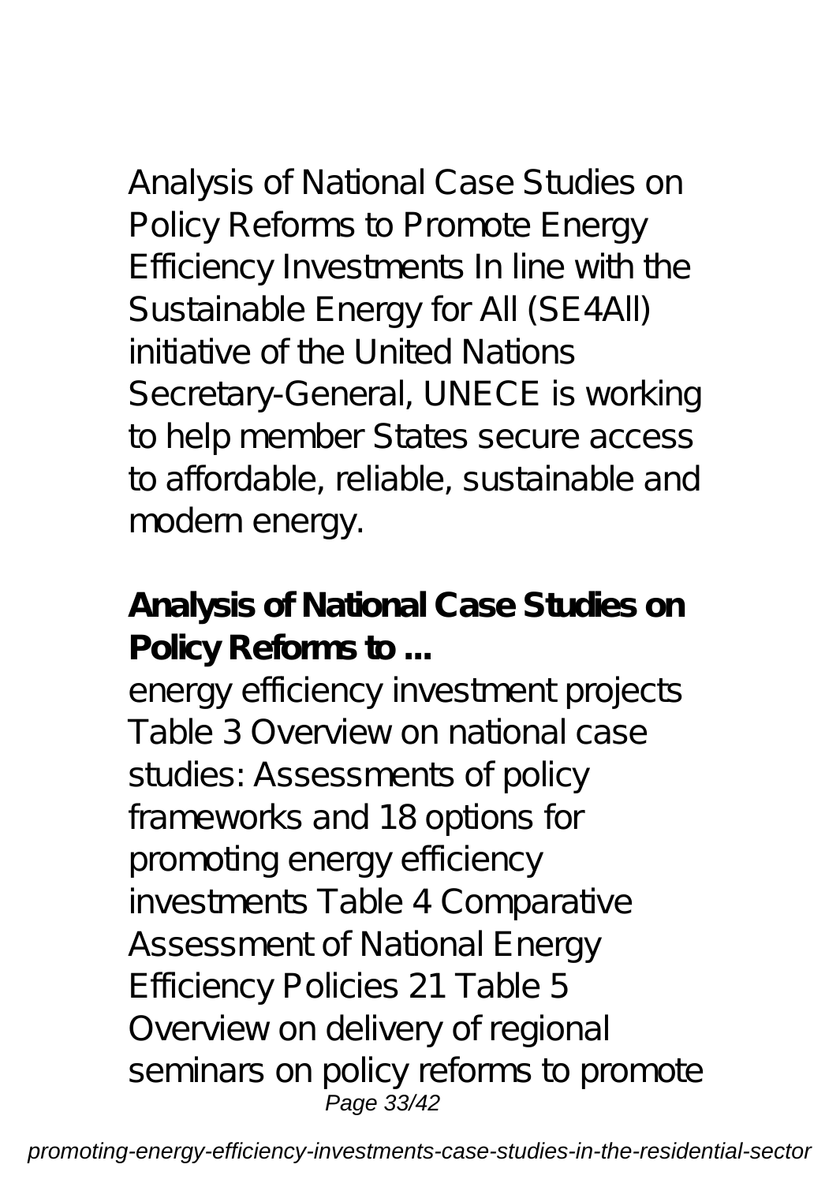Analysis of National Case Studies on Policy Reforms to Promote Energy Efficiency Investments In line with the Sustainable Energy for All (SE4All) initiative of the United Nations Secretary-General, UNECE is working to help member States secure access to affordable, reliable, sustainable and modern energy.

**Analysis of National Case Studies on Policy Reforms to ...**

energy efficiency investment projects Table 3 Overview on national case studies: Assessments of policy frameworks and 18 options for promoting energy efficiency investments Table 4 Comparative Assessment of National Energy Efficiency Policies 21 Table 5 Overview on delivery of regional seminars on policy reforms to promote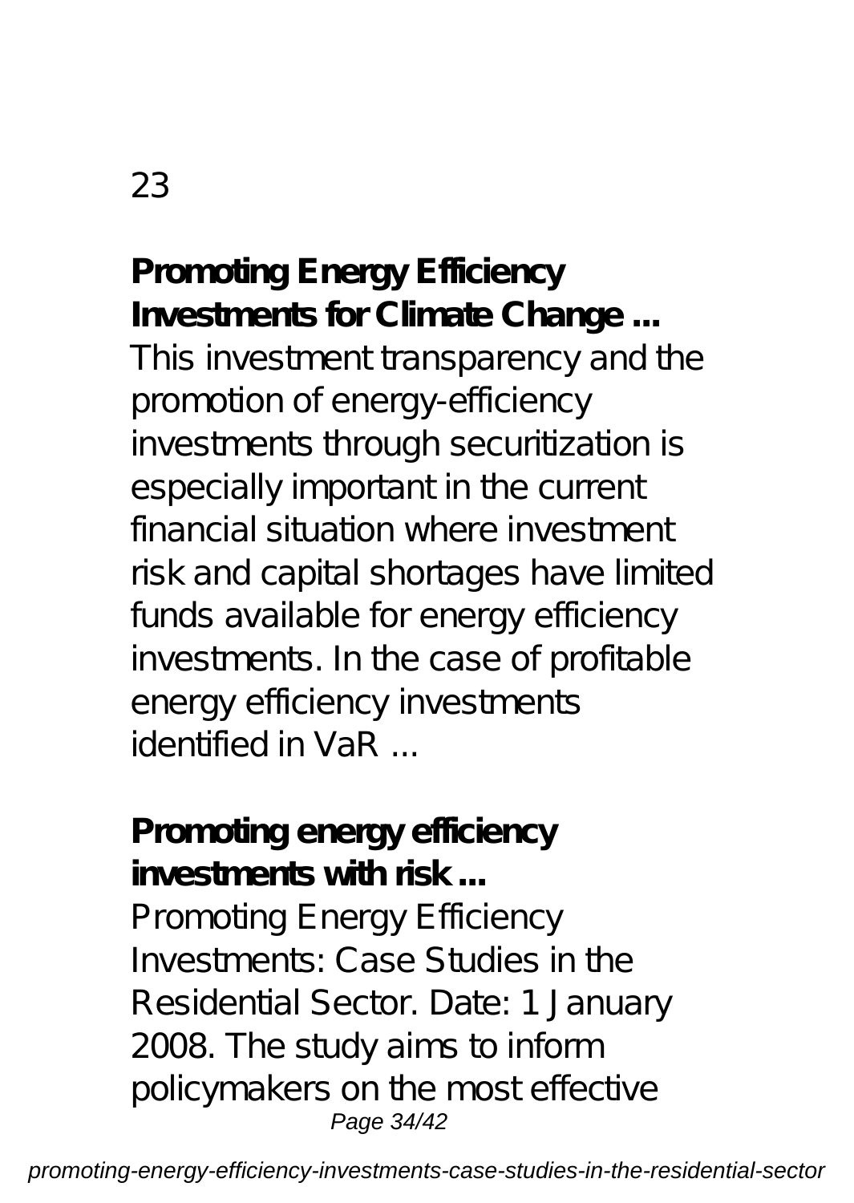23

**Promoting Energy Efficiency Investments for Climate Change ...**

This investment transparency and the promotion of energy-efficiency investments through securitization is especially important in the current financial situation where investment risk and capital shortages have limited funds available for energy efficiency investments. In the case of profitable energy efficiency investments identified in VaR ...

**Promoting energy efficiency investments with risk ...**

Promoting Energy Efficiency Investments: Case Studies in the Residential Sector. Date: 1 January 2008. The study aims to inform policymakers on the most effective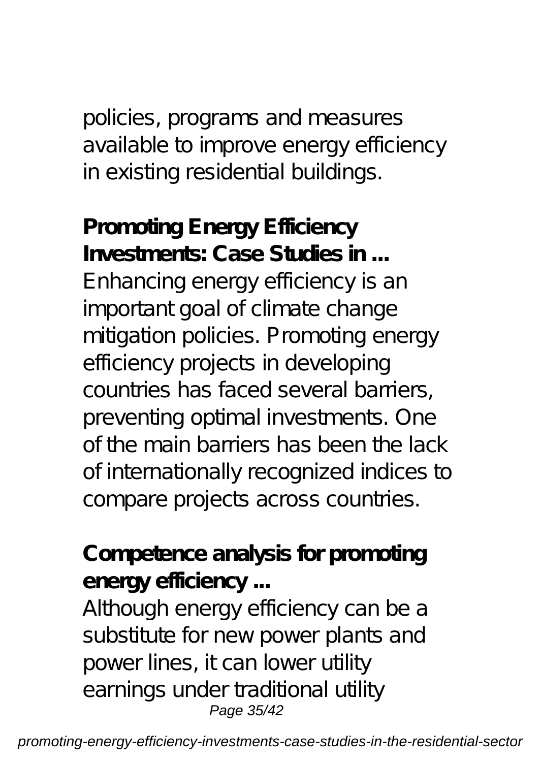policies, programs and measures available to improve energy efficiency in existing residential buildings.

**Promoting Energy Efficiency Investments: Case Studies in ...**

Enhancing energy efficiency is an important goal of climate change mitigation policies. Promoting energy efficiency projects in developing countries has faced several barriers, preventing optimal investments. One of the main barriers has been the lack of internationally recognized indices to compare projects across countries.

**Competence analysis for promoting energy efficiency ...**

Although energy efficiency can be a substitute for new power plants and power lines, it can lower utility earnings under traditional utility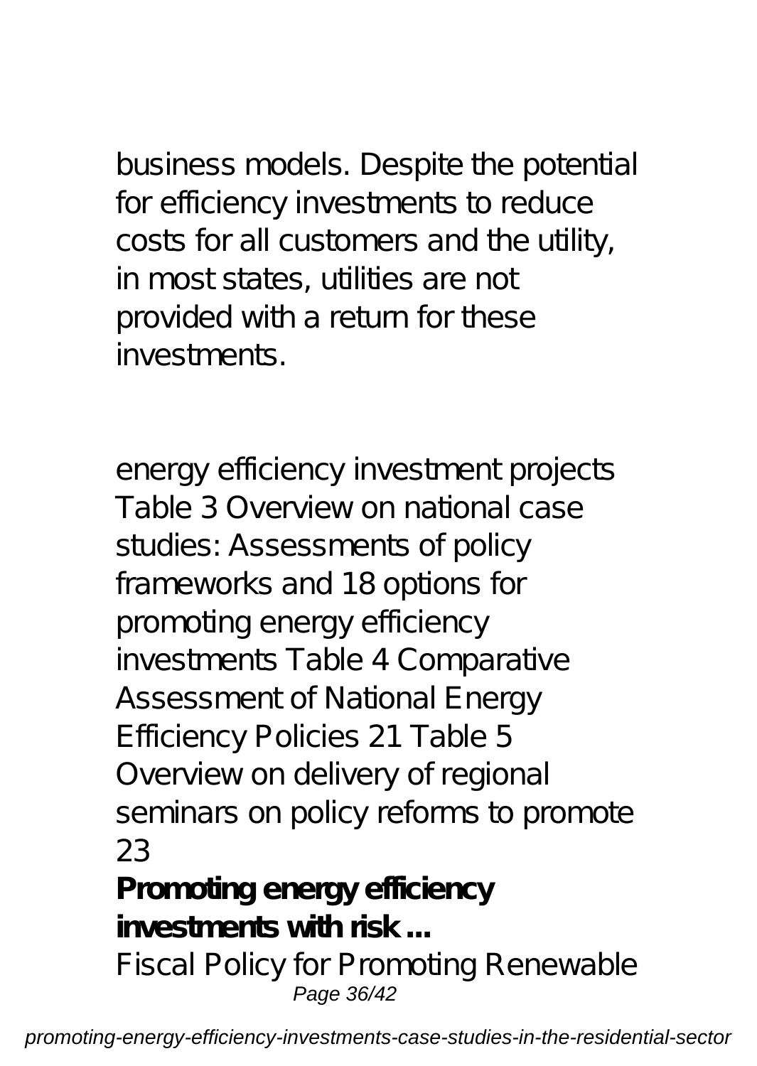business models. Despite the potential for efficiency investments to reduce costs for all customers and the utility, in most states, utilities are not provided with a return for these investments.

energy efficiency investment projects Table 3 Overview on national case studies: Assessments of policy frameworks and 18 options for promoting energy efficiency investments Table 4 Comparative Assessment of National Energy Efficiency Policies 21 Table 5 Overview on delivery of regional seminars on policy reforms to promote 23

**Promoting energy efficiency investments with risk ...**

Fiscal Policy for Promoting Renewable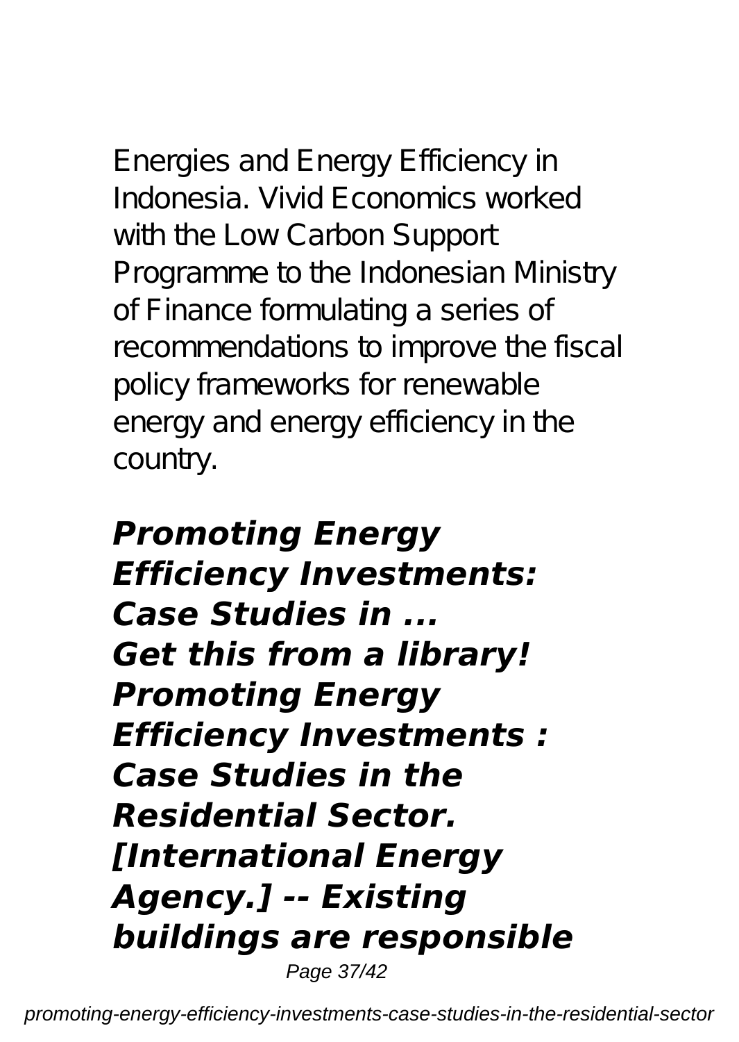Energies and Energy Efficiency in Indonesia. Vivid Economics worked with the Low Carbon Support Programme to the Indonesian Ministry of Finance formulating a series of recommendations to improve the fiscal policy frameworks for renewable energy and energy efficiency in the country.

### *Promoting Energy Efficiency Investments: Case Studies in ...*

***Get this from a library! Promoting Energy Efficiency Investments : Case Studies in the Residential Sector. [International Energy Agency.] -- Existing buildings are responsible***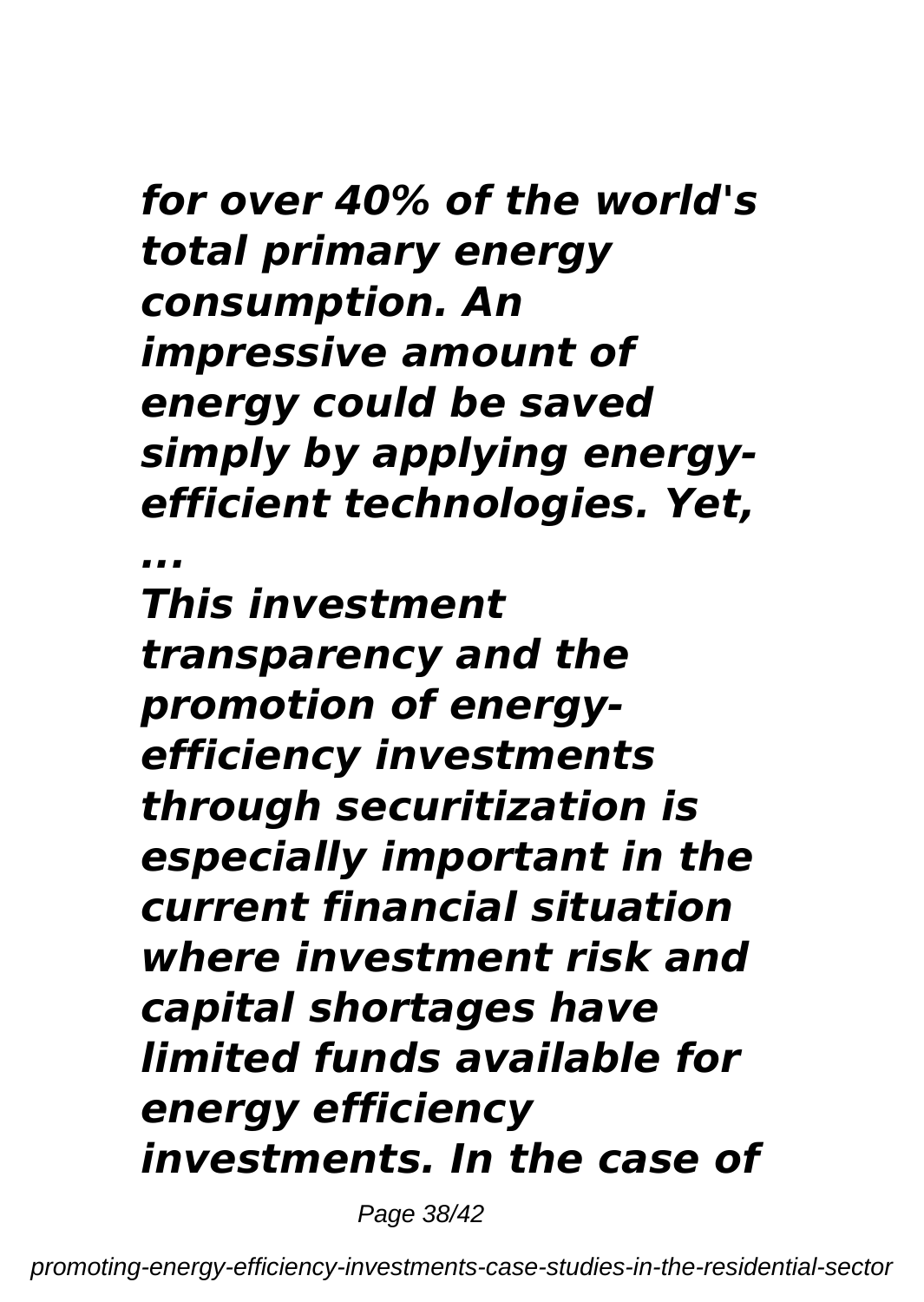***for over 40% of the world's total primary energy consumption. An impressive amount of energy could be saved simply by applying energy-efficient technologies. Yet, ...***

***This investment transparency and the promotion of energy-efficiency investments through securitization is especially important in the current financial situation where investment risk and capital shortages have limited funds available for energy efficiency investments. In the case of***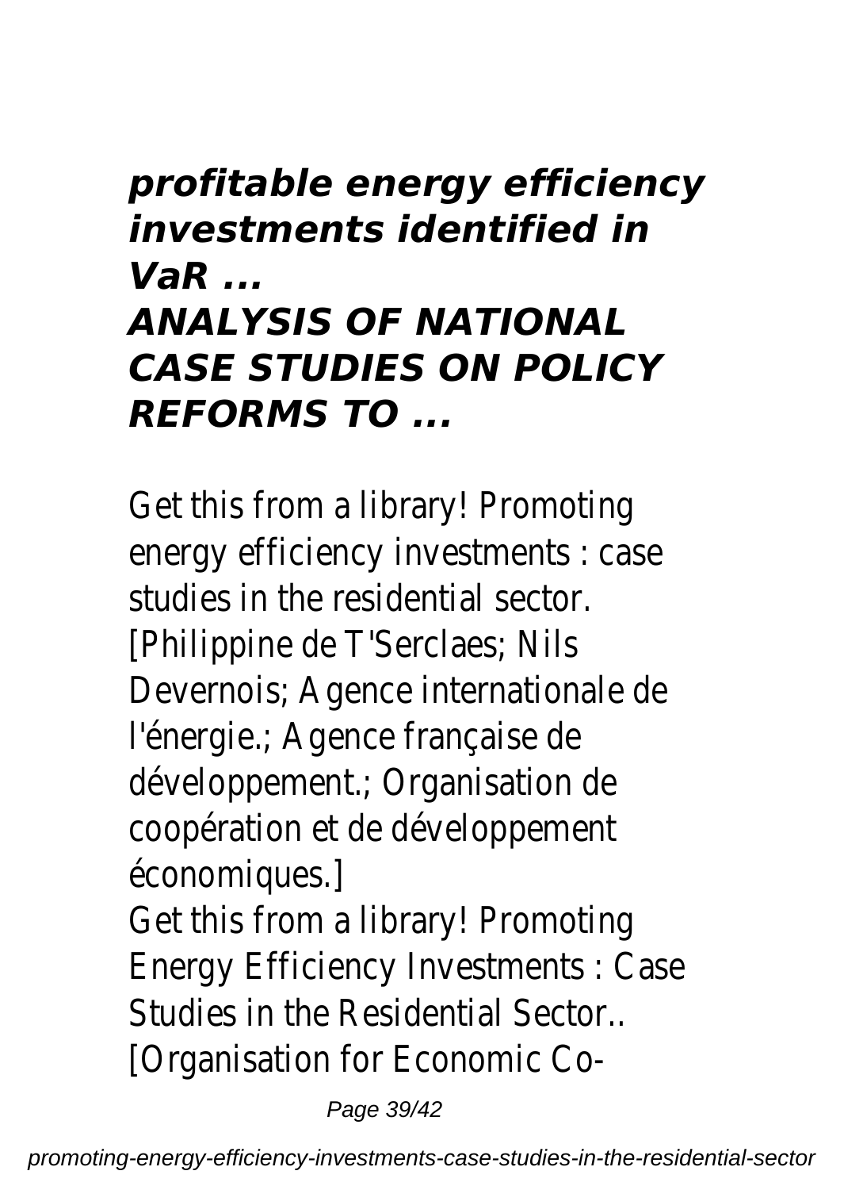### *profitable energy efficiency investments identified in VaR ...*

### *ANALYSIS OF NATIONAL CASE STUDIES ON POLICY REFORMS TO ...*

Get this from a library! Promoting energy efficiency investments : case studies in the residential sector. [Philippine de T'Serclaes; Nils Devernois; Agence internationale de l'énergie.; Agence française de développement.; Organisation de coopération et de développement économiques.]

Get this from a library! Promoting Energy Efficiency Investments : Case Studies in the Residential Sector.. [Organisation for Economic Co-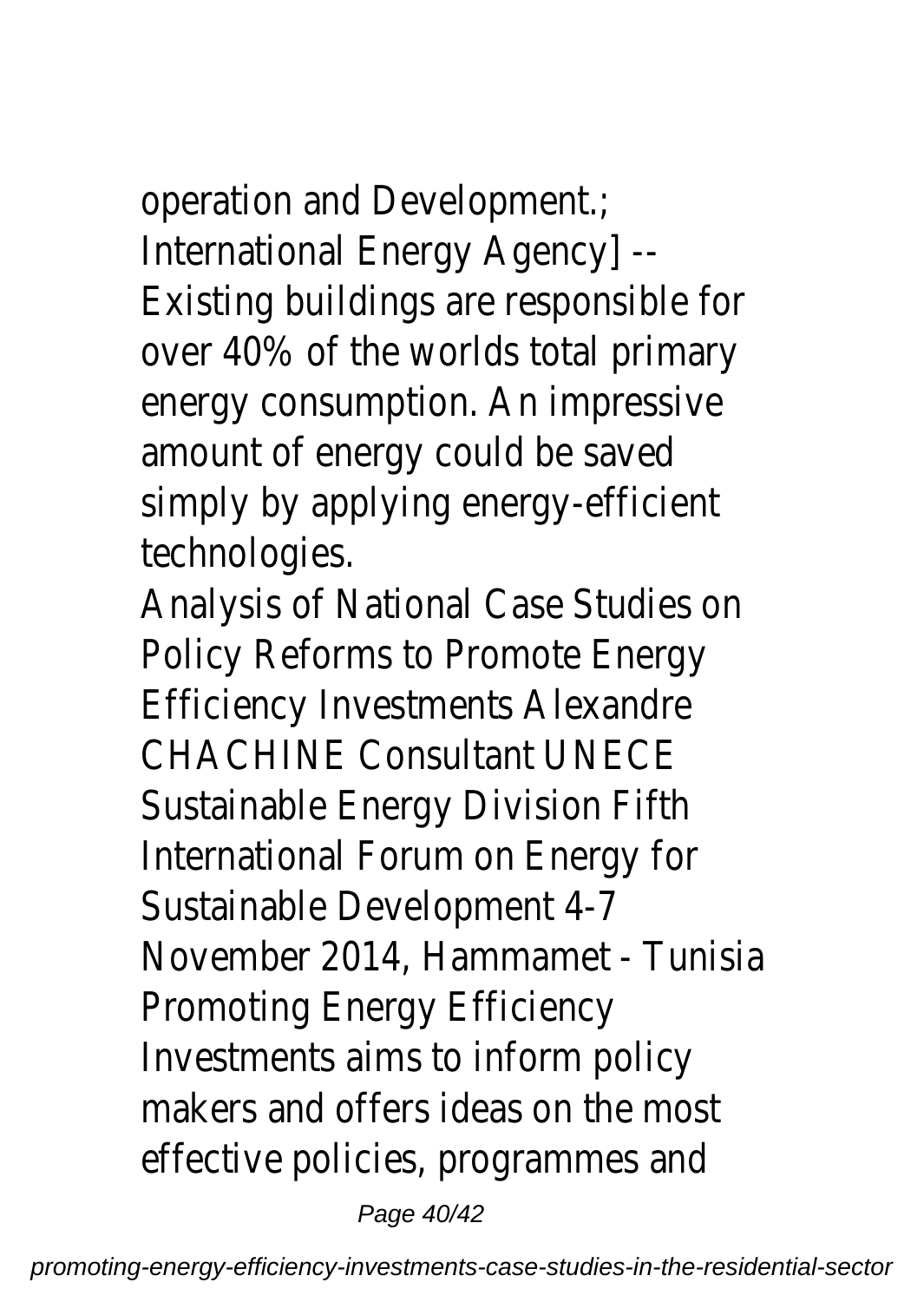operation and Development.; International Energy Agency] -- Existing buildings are responsible for over 40% of the worlds total primary energy consumption. An impressive amount of energy could be saved simply by applying energy-efficient technologies.

Analysis of National Case Studies on Policy Reforms to Promote Energy Efficiency Investments Alexandre CHACHINE Consultant UNECE Sustainable Energy Division Fifth International Forum on Energy for Sustainable Development 4-7 November 2014, Hammamet - Tunisia Promoting Energy Efficiency Investments aims to inform policy makers and offers ideas on the most effective policies, programmes and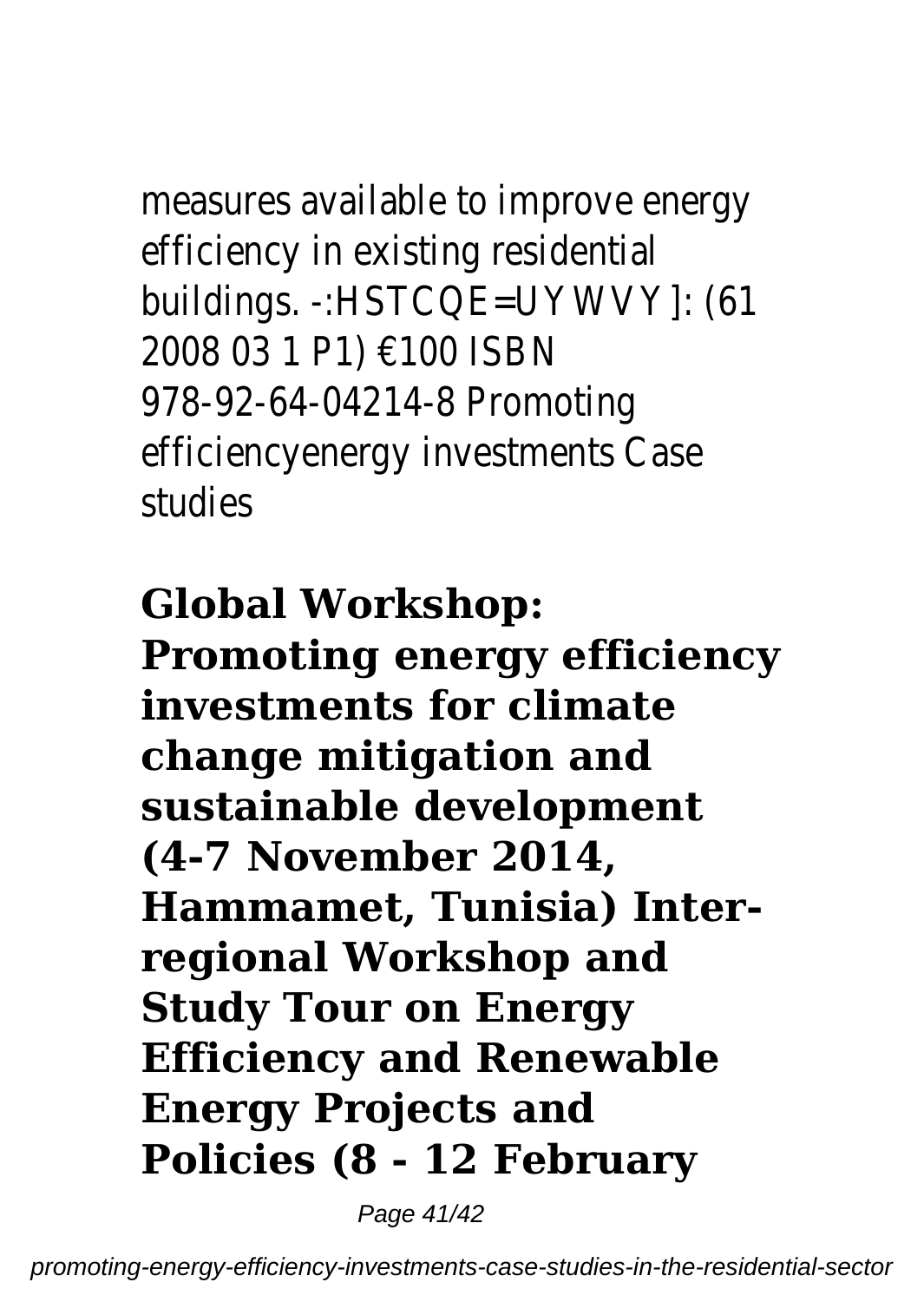measures available to improve energy efficiency in existing residential buildings. -:HSTCQE=UYWVY]: (61 2008 03 1 P1) €100 ISBN 978-92-64-04214-8 Promoting efficiencyenergy investments Case studies

**Global Workshop: Promoting energy efficiency investments for climate change mitigation and sustainable development (4-7 November 2014, Hammamet, Tunisia) Inter-regional Workshop and Study Tour on Energy Efficiency and Renewable Energy Projects and Policies (8 - 12 February**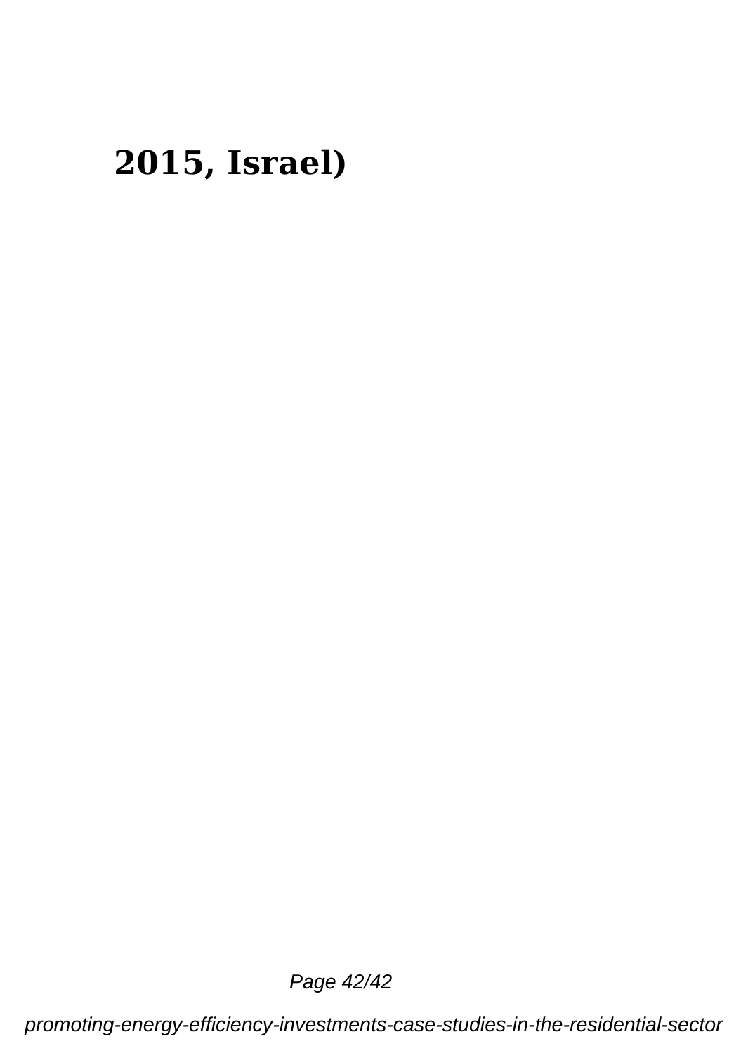**2015, Israel)**